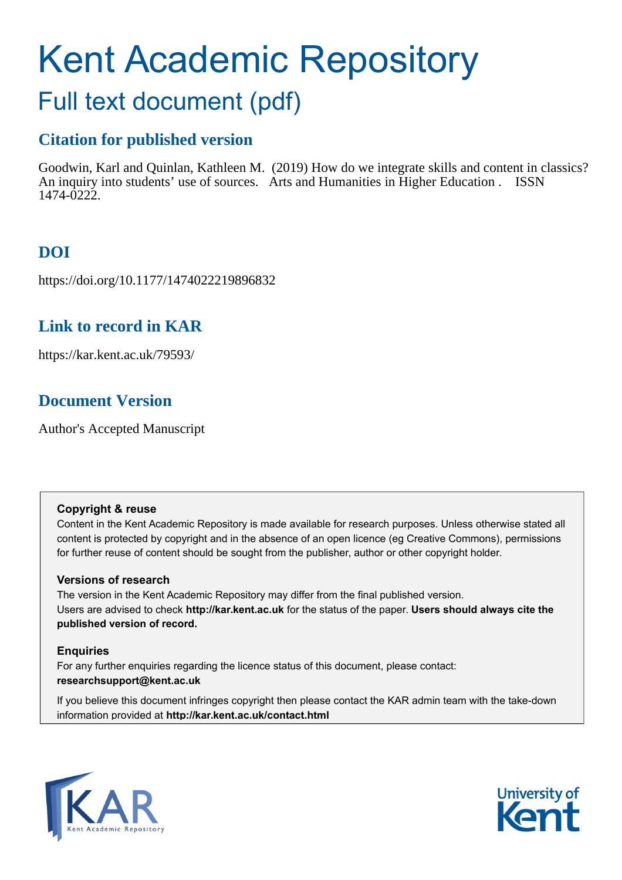# Kent Academic Repository

## Full text document (pdf)

### Citation for published version

Goodwin, Karl and Quinlan, Kathleen M. (2019) How do we integrate skills and content in classics? An inquiry into students' use of sources. Arts and Humanities in Higher Education . ISSN 1474-0222.

### DOI

https://doi.org/10.1177/1474022219896832

### Link to record in KAR

https://kar.kent.ac.uk/79593/

### Document Version

Author's Accepted Manuscript

**Copyright & reuse**

Content in the Kent Academic Repository is made available for research purposes. Unless otherwise stated all content is protected by copyright and in the absence of an open licence (eg Creative Commons), permissions for further reuse of content should be sought from the publisher, author or other copyright holder.

**Versions of research**

The version in the Kent Academic Repository may differ from the final published version. Users are advised to check **http://kar.kent.ac.uk** for the status of the paper. **Users should always cite the published version of record.**

**Enquiries**

For any further enquiries regarding the licence status of this document, please contact: **researchsupport@kent.ac.uk**

If you believe this document infringes copyright then please contact the KAR admin team with the take-down information provided at **http://kar.kent.ac.uk/contact.html**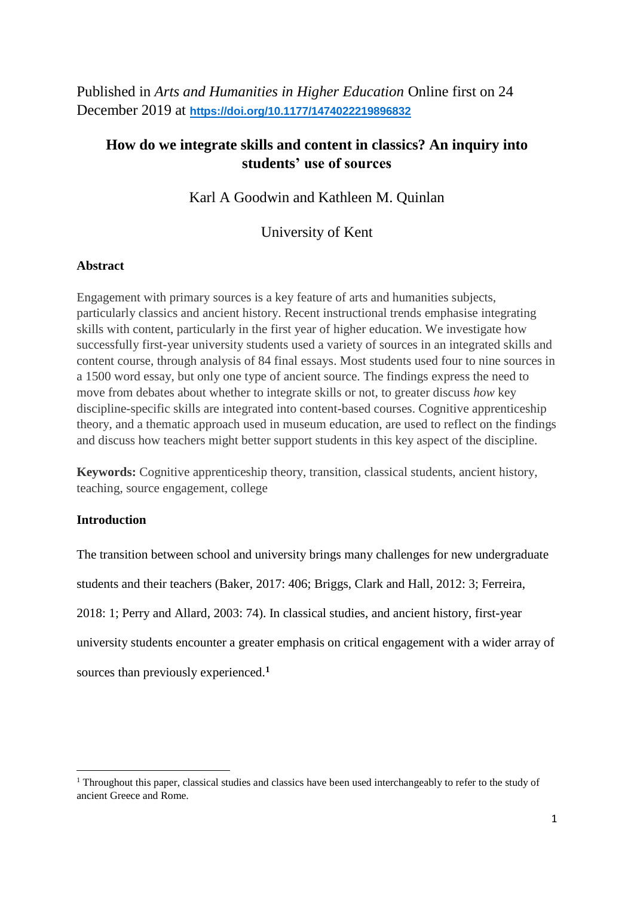Published in *Arts and Humanities in Higher Education* Online first on 24 December 2019 at **https://doi.org/10.1177/1474022219896832**

# How do we integrate skills and content in classics? An inquiry into students' use of sources

Karl A Goodwin and Kathleen M. Quinlan

University of Kent

**Abstract**

Engagement with primary sources is a key feature of arts and humanities subjects, particularly classics and ancient history. Recent instructional trends emphasise integrating skills with content, particularly in the first year of higher education. We investigate how successfully first-year university students used a variety of sources in an integrated skills and content course, through analysis of 84 final essays. Most students used four to nine sources in a 1500 word essay, but only one type of ancient source. The findings express the need to move from debates about whether to integrate skills or not, to greater discuss *how* key discipline-specific skills are integrated into content-based courses. Cognitive apprenticeship theory, and a thematic approach used in museum education, are used to reflect on the findings and discuss how teachers might better support students in this key aspect of the discipline.

**Keywords:** Cognitive apprenticeship theory, transition, classical students, ancient history, teaching, source engagement, college

**Introduction**

The transition between school and university brings many challenges for new undergraduate students and their teachers (Baker, 2017: 406; Briggs, Clark and Hall, 2012: 3; Ferreira, 2018: 1; Perry and Allard, 2003: 74). In classical studies, and ancient history, first-year university students encounter a greater emphasis on critical engagement with a wider array of sources than previously experienced.[1]

[1] Throughout this paper, classical studies and classics have been used interchangeably to refer to the study of ancient Greece and Rome.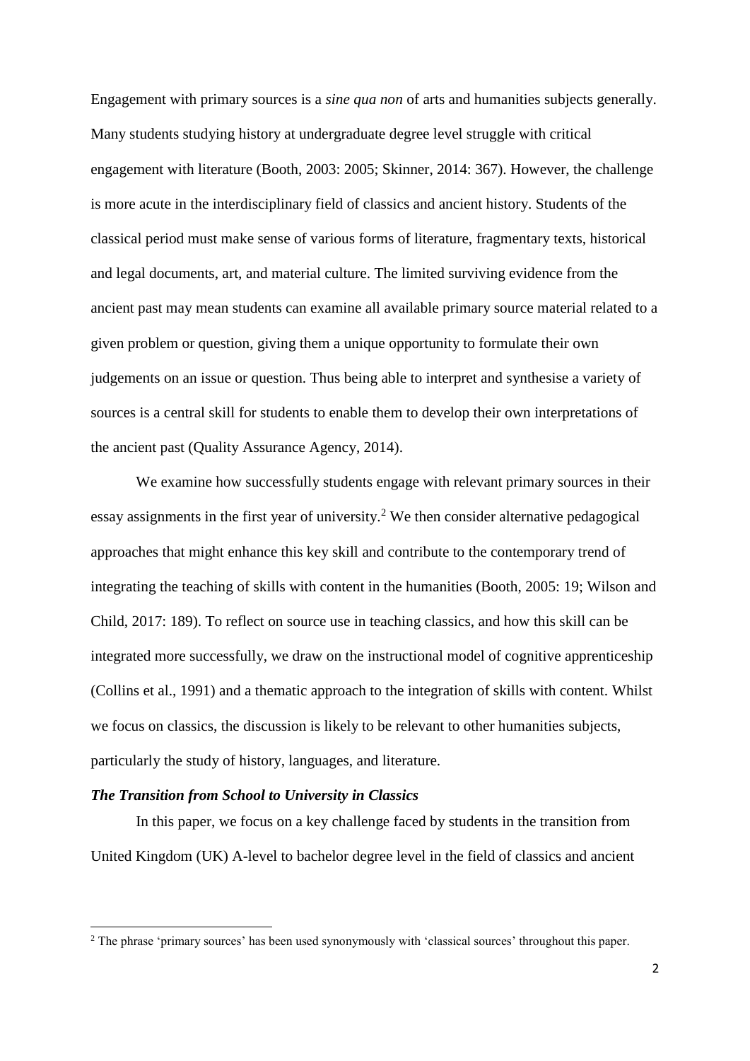Engagement with primary sources is a *sine qua non* of arts and humanities subjects generally. Many students studying history at undergraduate degree level struggle with critical engagement with literature (Booth, 2003: 2005; Skinner, 2014: 367). However, the challenge is more acute in the interdisciplinary field of classics and ancient history. Students of the classical period must make sense of various forms of literature, fragmentary texts, historical and legal documents, art, and material culture. The limited surviving evidence from the ancient past may mean students can examine all available primary source material related to a given problem or question, giving them a unique opportunity to formulate their own judgements on an issue or question. Thus being able to interpret and synthesise a variety of sources is a central skill for students to enable them to develop their own interpretations of the ancient past (Quality Assurance Agency, 2014).

We examine how successfully students engage with relevant primary sources in their essay assignments in the first year of university.[2] We then consider alternative pedagogical approaches that might enhance this key skill and contribute to the contemporary trend of integrating the teaching of skills with content in the humanities (Booth, 2005: 19; Wilson and Child, 2017: 189). To reflect on source use in teaching classics, and how this skill can be integrated more successfully, we draw on the instructional model of cognitive apprenticeship (Collins et al., 1991) and a thematic approach to the integration of skills with content. Whilst we focus on classics, the discussion is likely to be relevant to other humanities subjects, particularly the study of history, languages, and literature.

### *The Transition from School to University in Classics*

In this paper, we focus on a key challenge faced by students in the transition from United Kingdom (UK) A-level to bachelor degree level in the field of classics and ancient

[2] The phrase 'primary sources' has been used synonymously with 'classical sources' throughout this paper.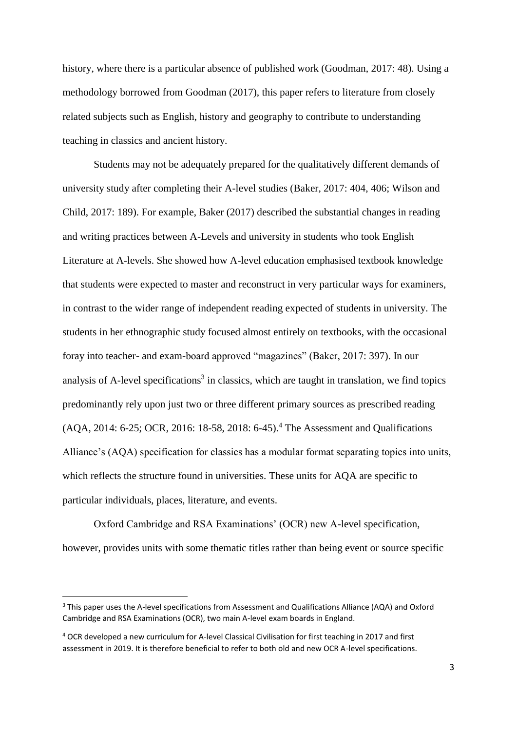history, where there is a particular absence of published work (Goodman, 2017: 48). Using a methodology borrowed from Goodman (2017), this paper refers to literature from closely related subjects such as English, history and geography to contribute to understanding teaching in classics and ancient history.

Students may not be adequately prepared for the qualitatively different demands of university study after completing their A-level studies (Baker, 2017: 404, 406; Wilson and Child, 2017: 189). For example, Baker (2017) described the substantial changes in reading and writing practices between A-Levels and university in students who took English Literature at A-levels. She showed how A-level education emphasised textbook knowledge that students were expected to master and reconstruct in very particular ways for examiners, in contrast to the wider range of independent reading expected of students in university. The students in her ethnographic study focused almost entirely on textbooks, with the occasional foray into teacher- and exam-board approved "magazines" (Baker, 2017: 397). In our analysis of A-level specifications[3] in classics, which are taught in translation, we find topics predominantly rely upon just two or three different primary sources as prescribed reading (AQA, 2014: 6-25; OCR, 2016: 18-58, 2018: 6-45).[4] The Assessment and Qualifications Alliance's (AQA) specification for classics has a modular format separating topics into units, which reflects the structure found in universities. These units for AQA are specific to particular individuals, places, literature, and events.

Oxford Cambridge and RSA Examinations' (OCR) new A-level specification, however, provides units with some thematic titles rather than being event or source specific

[3] This paper uses the A-level specifications from Assessment and Qualifications Alliance (AQA) and Oxford Cambridge and RSA Examinations (OCR), two main A-level exam boards in England.

[4] OCR developed a new curriculum for A-level Classical Civilisation for first teaching in 2017 and first assessment in 2019. It is therefore beneficial to refer to both old and new OCR A-level specifications.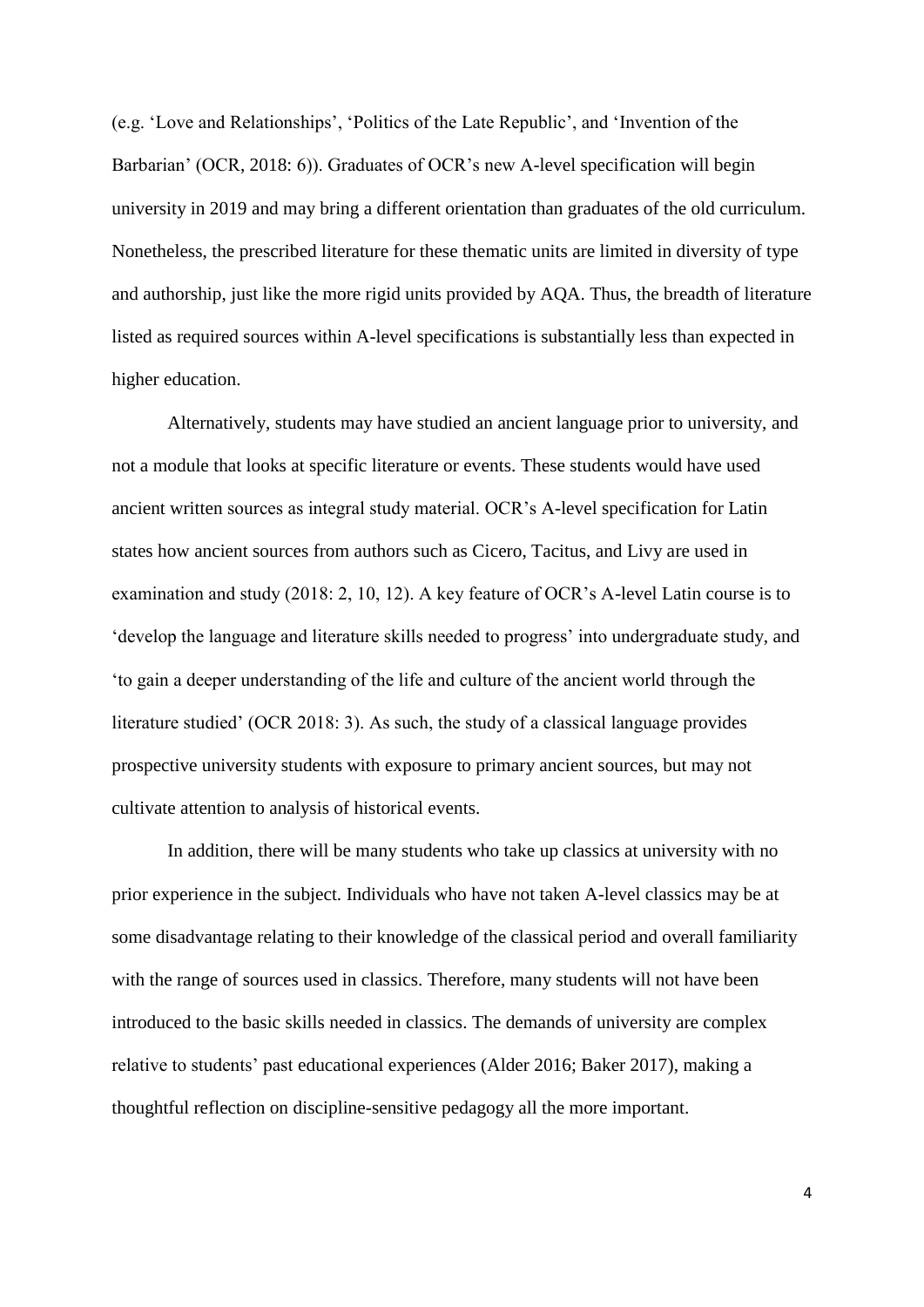(e.g. 'Love and Relationships', 'Politics of the Late Republic', and 'Invention of the Barbarian' (OCR, 2018: 6)). Graduates of OCR's new A-level specification will begin university in 2019 and may bring a different orientation than graduates of the old curriculum. Nonetheless, the prescribed literature for these thematic units are limited in diversity of type and authorship, just like the more rigid units provided by AQA. Thus, the breadth of literature listed as required sources within A-level specifications is substantially less than expected in higher education.

Alternatively, students may have studied an ancient language prior to university, and not a module that looks at specific literature or events. These students would have used ancient written sources as integral study material. OCR's A-level specification for Latin states how ancient sources from authors such as Cicero, Tacitus, and Livy are used in examination and study (2018: 2, 10, 12). A key feature of OCR's A-level Latin course is to 'develop the language and literature skills needed to progress' into undergraduate study, and 'to gain a deeper understanding of the life and culture of the ancient world through the literature studied' (OCR 2018: 3). As such, the study of a classical language provides prospective university students with exposure to primary ancient sources, but may not cultivate attention to analysis of historical events.

In addition, there will be many students who take up classics at university with no prior experience in the subject. Individuals who have not taken A-level classics may be at some disadvantage relating to their knowledge of the classical period and overall familiarity with the range of sources used in classics. Therefore, many students will not have been introduced to the basic skills needed in classics. The demands of university are complex relative to students' past educational experiences (Alder 2016; Baker 2017), making a thoughtful reflection on discipline-sensitive pedagogy all the more important.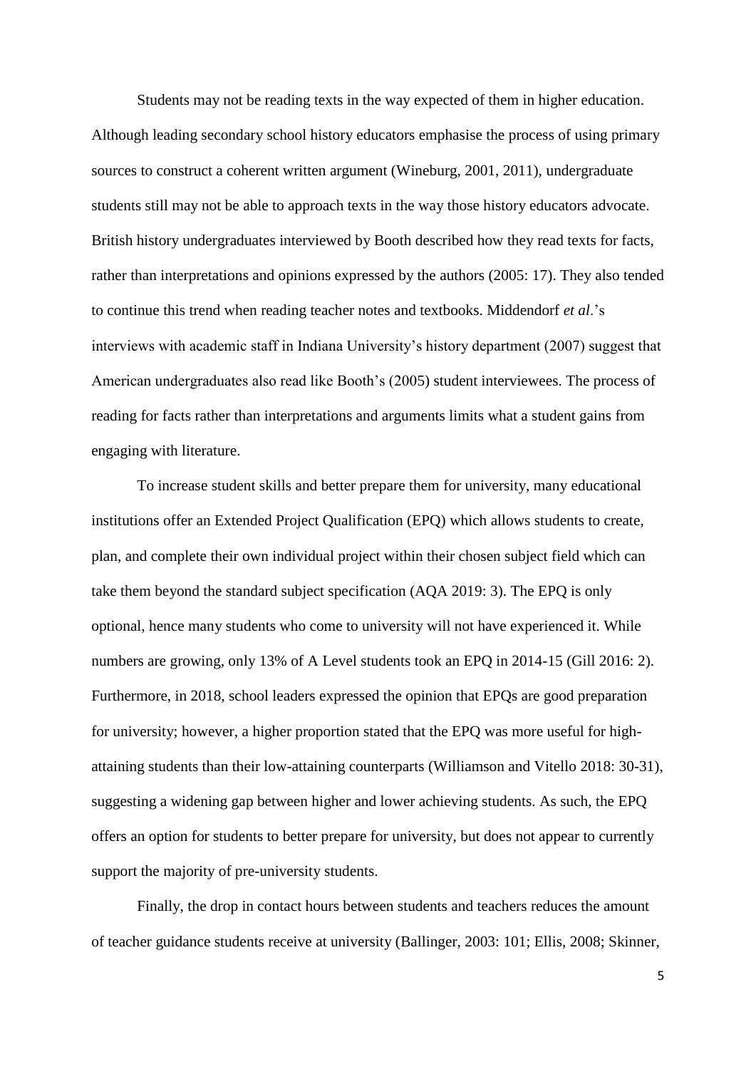Students may not be reading texts in the way expected of them in higher education. Although leading secondary school history educators emphasise the process of using primary sources to construct a coherent written argument (Wineburg, 2001, 2011), undergraduate students still may not be able to approach texts in the way those history educators advocate. British history undergraduates interviewed by Booth described how they read texts for facts, rather than interpretations and opinions expressed by the authors (2005: 17). They also tended to continue this trend when reading teacher notes and textbooks. Middendorf *et al*.'s interviews with academic staff in Indiana University's history department (2007) suggest that American undergraduates also read like Booth's (2005) student interviewees. The process of reading for facts rather than interpretations and arguments limits what a student gains from engaging with literature.

To increase student skills and better prepare them for university, many educational institutions offer an Extended Project Qualification (EPQ) which allows students to create, plan, and complete their own individual project within their chosen subject field which can take them beyond the standard subject specification (AQA 2019: 3). The EPQ is only optional, hence many students who come to university will not have experienced it. While numbers are growing, only 13% of A Level students took an EPQ in 2014-15 (Gill 2016: 2). Furthermore, in 2018, school leaders expressed the opinion that EPQs are good preparation for university; however, a higher proportion stated that the EPQ was more useful for high-attaining students than their low-attaining counterparts (Williamson and Vitello 2018: 30-31), suggesting a widening gap between higher and lower achieving students. As such, the EPQ offers an option for students to better prepare for university, but does not appear to currently support the majority of pre-university students.

Finally, the drop in contact hours between students and teachers reduces the amount of teacher guidance students receive at university (Ballinger, 2003: 101; Ellis, 2008; Skinner,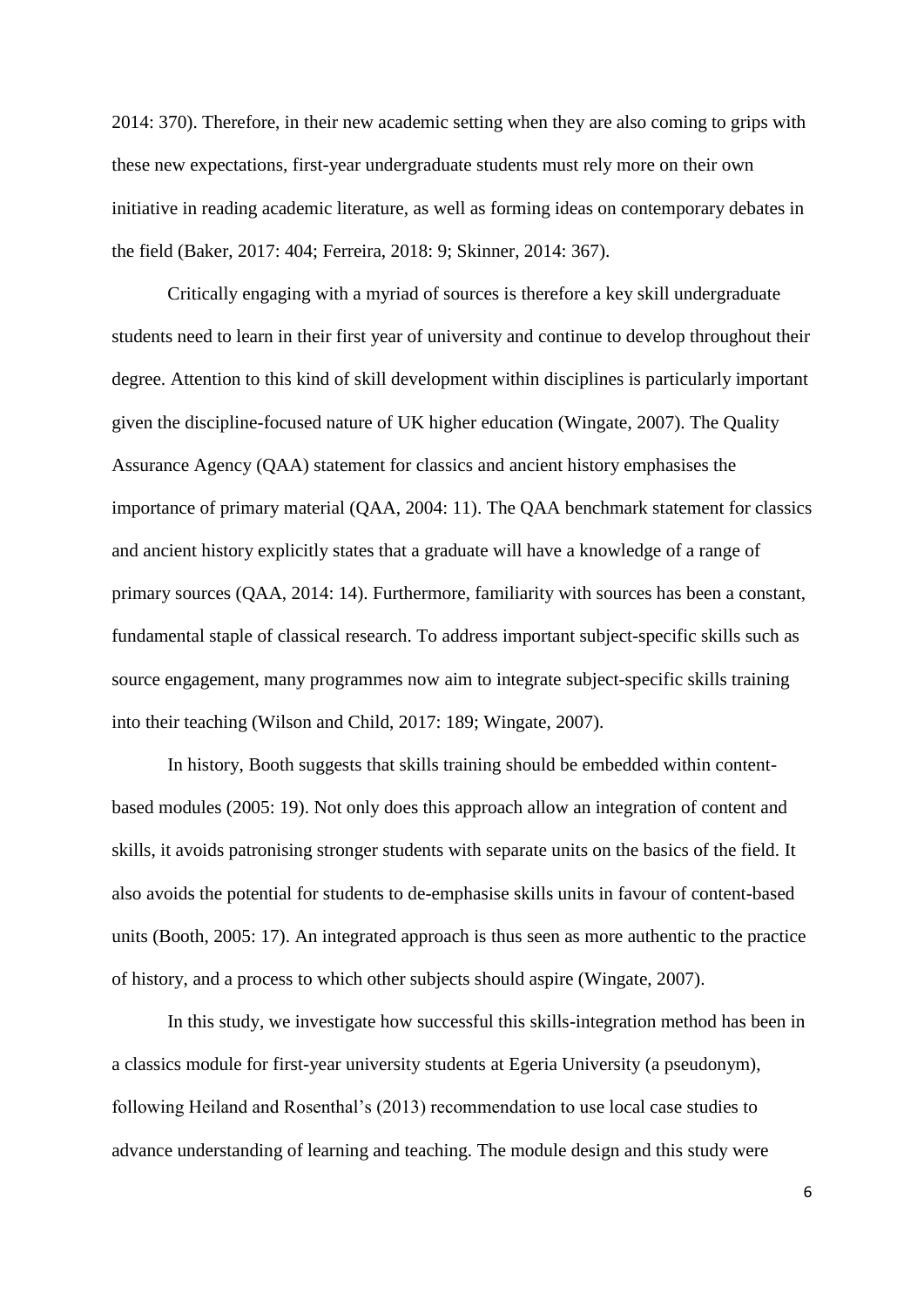2014: 370). Therefore, in their new academic setting when they are also coming to grips with these new expectations, first-year undergraduate students must rely more on their own initiative in reading academic literature, as well as forming ideas on contemporary debates in the field (Baker, 2017: 404; Ferreira, 2018: 9; Skinner, 2014: 367).

Critically engaging with a myriad of sources is therefore a key skill undergraduate students need to learn in their first year of university and continue to develop throughout their degree. Attention to this kind of skill development within disciplines is particularly important given the discipline-focused nature of UK higher education (Wingate, 2007). The Quality Assurance Agency (QAA) statement for classics and ancient history emphasises the importance of primary material (QAA, 2004: 11). The QAA benchmark statement for classics and ancient history explicitly states that a graduate will have a knowledge of a range of primary sources (QAA, 2014: 14). Furthermore, familiarity with sources has been a constant, fundamental staple of classical research. To address important subject-specific skills such as source engagement, many programmes now aim to integrate subject-specific skills training into their teaching (Wilson and Child, 2017: 189; Wingate, 2007).

In history, Booth suggests that skills training should be embedded within content-based modules (2005: 19). Not only does this approach allow an integration of content and skills, it avoids patronising stronger students with separate units on the basics of the field. It also avoids the potential for students to de-emphasise skills units in favour of content-based units (Booth, 2005: 17). An integrated approach is thus seen as more authentic to the practice of history, and a process to which other subjects should aspire (Wingate, 2007).

In this study, we investigate how successful this skills-integration method has been in a classics module for first-year university students at Egeria University (a pseudonym), following Heiland and Rosenthal's (2013) recommendation to use local case studies to advance understanding of learning and teaching. The module design and this study were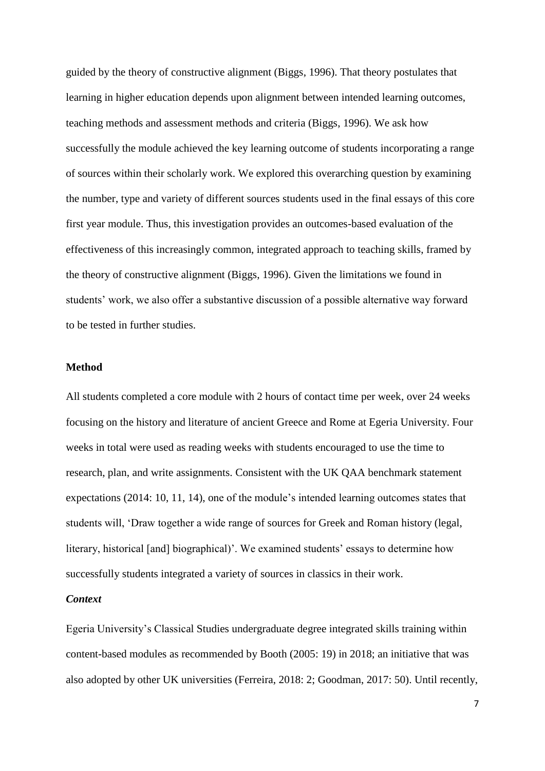guided by the theory of constructive alignment (Biggs, 1996). That theory postulates that learning in higher education depends upon alignment between intended learning outcomes, teaching methods and assessment methods and criteria (Biggs, 1996). We ask how successfully the module achieved the key learning outcome of students incorporating a range of sources within their scholarly work. We explored this overarching question by examining the number, type and variety of different sources students used in the final essays of this core first year module. Thus, this investigation provides an outcomes-based evaluation of the effectiveness of this increasingly common, integrated approach to teaching skills, framed by the theory of constructive alignment (Biggs, 1996). Given the limitations we found in students' work, we also offer a substantive discussion of a possible alternative way forward to be tested in further studies.

## Method

All students completed a core module with 2 hours of contact time per week, over 24 weeks focusing on the history and literature of ancient Greece and Rome at Egeria University. Four weeks in total were used as reading weeks with students encouraged to use the time to research, plan, and write assignments. Consistent with the UK QAA benchmark statement expectations (2014: 10, 11, 14), one of the module's intended learning outcomes states that students will, 'Draw together a wide range of sources for Greek and Roman history (legal, literary, historical [and] biographical)'. We examined students' essays to determine how successfully students integrated a variety of sources in classics in their work.

### *Context*

Egeria University's Classical Studies undergraduate degree integrated skills training within content-based modules as recommended by Booth (2005: 19) in 2018; an initiative that was also adopted by other UK universities (Ferreira, 2018: 2; Goodman, 2017: 50). Until recently,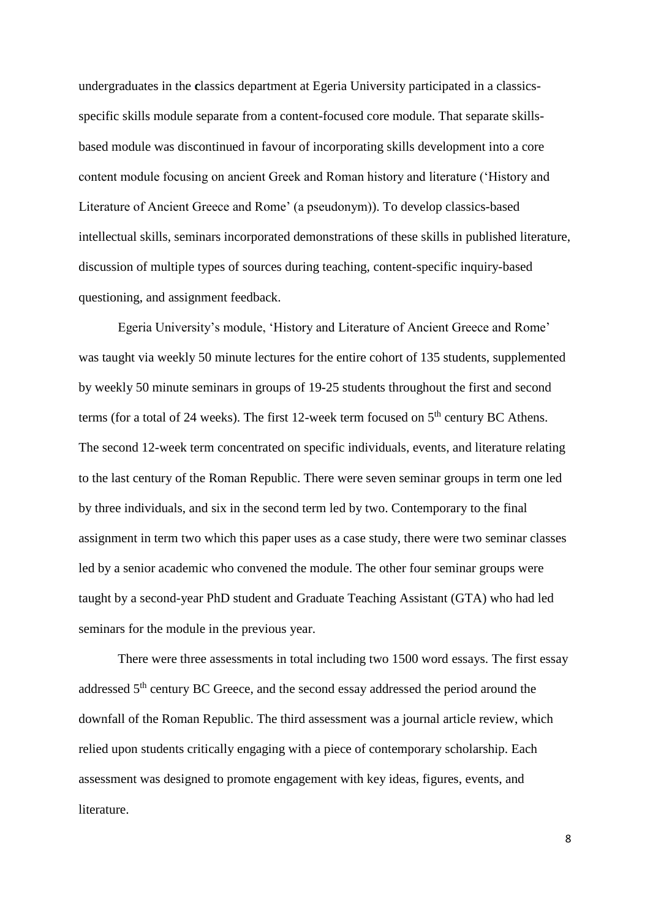undergraduates in the classics department at Egeria University participated in a classics-specific skills module separate from a content-focused core module. That separate skills-based module was discontinued in favour of incorporating skills development into a core content module focusing on ancient Greek and Roman history and literature ('History and Literature of Ancient Greece and Rome' (a pseudonym)). To develop classics-based intellectual skills, seminars incorporated demonstrations of these skills in published literature, discussion of multiple types of sources during teaching, content-specific inquiry-based questioning, and assignment feedback.

Egeria University's module, 'History and Literature of Ancient Greece and Rome' was taught via weekly 50 minute lectures for the entire cohort of 135 students, supplemented by weekly 50 minute seminars in groups of 19-25 students throughout the first and second terms (for a total of 24 weeks). The first 12-week term focused on 5th century BC Athens. The second 12-week term concentrated on specific individuals, events, and literature relating to the last century of the Roman Republic. There were seven seminar groups in term one led by three individuals, and six in the second term led by two. Contemporary to the final assignment in term two which this paper uses as a case study, there were two seminar classes led by a senior academic who convened the module. The other four seminar groups were taught by a second-year PhD student and Graduate Teaching Assistant (GTA) who had led seminars for the module in the previous year.

There were three assessments in total including two 1500 word essays. The first essay addressed 5th century BC Greece, and the second essay addressed the period around the downfall of the Roman Republic. The third assessment was a journal article review, which relied upon students critically engaging with a piece of contemporary scholarship. Each assessment was designed to promote engagement with key ideas, figures, events, and literature.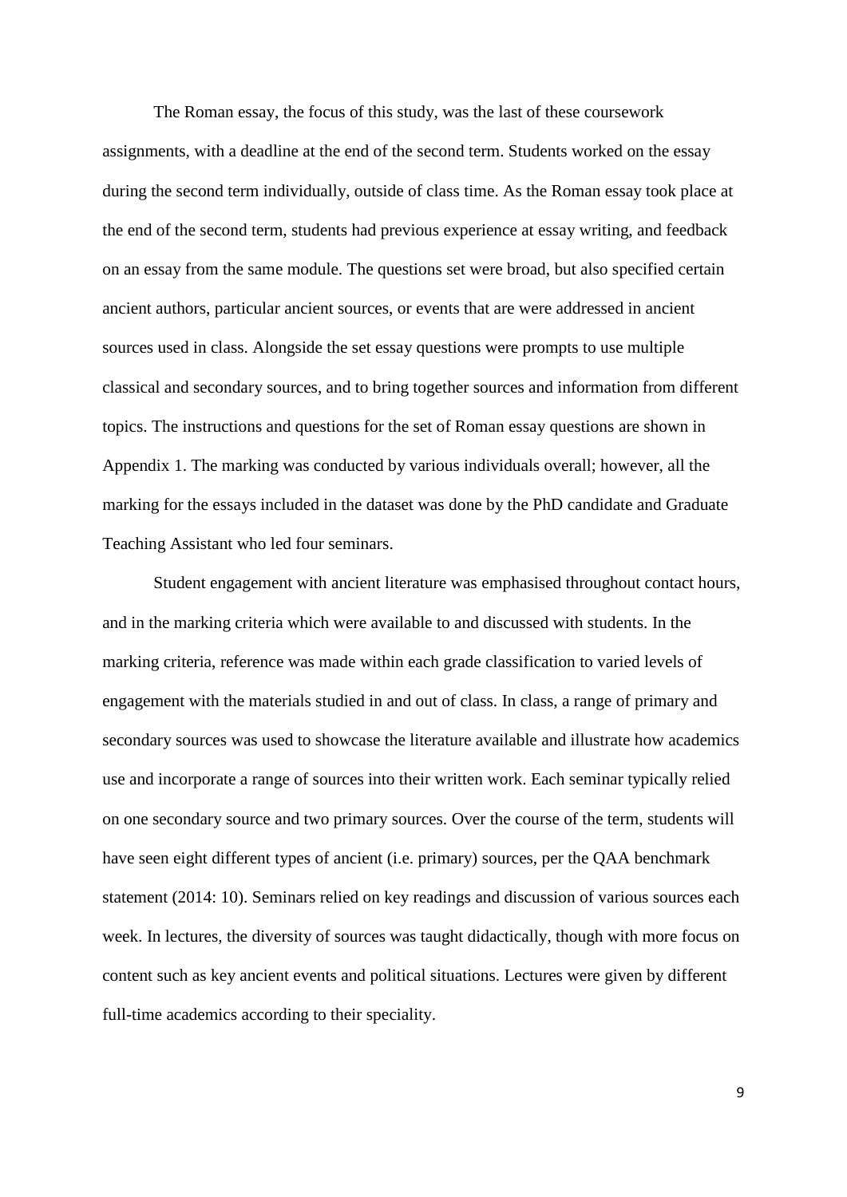The Roman essay, the focus of this study, was the last of these coursework assignments, with a deadline at the end of the second term. Students worked on the essay during the second term individually, outside of class time. As the Roman essay took place at the end of the second term, students had previous experience at essay writing, and feedback on an essay from the same module. The questions set were broad, but also specified certain ancient authors, particular ancient sources, or events that are were addressed in ancient sources used in class. Alongside the set essay questions were prompts to use multiple classical and secondary sources, and to bring together sources and information from different topics. The instructions and questions for the set of Roman essay questions are shown in Appendix 1. The marking was conducted by various individuals overall; however, all the marking for the essays included in the dataset was done by the PhD candidate and Graduate Teaching Assistant who led four seminars.

Student engagement with ancient literature was emphasised throughout contact hours, and in the marking criteria which were available to and discussed with students. In the marking criteria, reference was made within each grade classification to varied levels of engagement with the materials studied in and out of class. In class, a range of primary and secondary sources was used to showcase the literature available and illustrate how academics use and incorporate a range of sources into their written work. Each seminar typically relied on one secondary source and two primary sources. Over the course of the term, students will have seen eight different types of ancient (i.e. primary) sources, per the QAA benchmark statement (2014: 10). Seminars relied on key readings and discussion of various sources each week. In lectures, the diversity of sources was taught didactically, though with more focus on content such as key ancient events and political situations. Lectures were given by different full-time academics according to their speciality.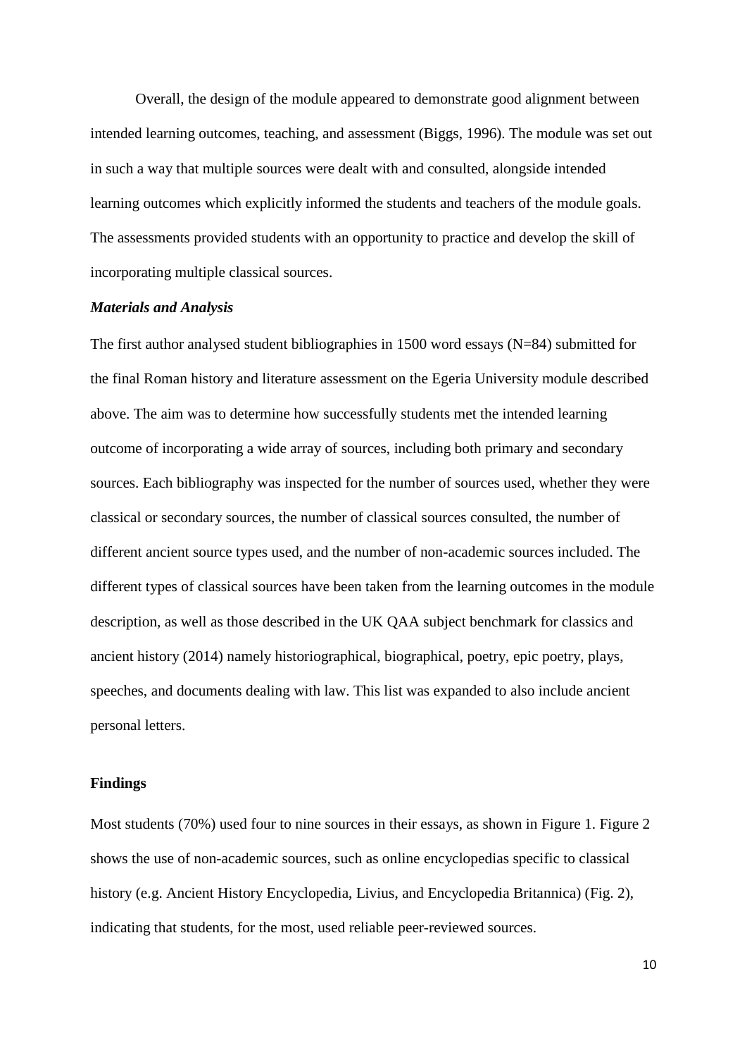Overall, the design of the module appeared to demonstrate good alignment between intended learning outcomes, teaching, and assessment (Biggs, 1996). The module was set out in such a way that multiple sources were dealt with and consulted, alongside intended learning outcomes which explicitly informed the students and teachers of the module goals. The assessments provided students with an opportunity to practice and develop the skill of incorporating multiple classical sources.

### *Materials and Analysis*

The first author analysed student bibliographies in 1500 word essays (N=84) submitted for the final Roman history and literature assessment on the Egeria University module described above. The aim was to determine how successfully students met the intended learning outcome of incorporating a wide array of sources, including both primary and secondary sources. Each bibliography was inspected for the number of sources used, whether they were classical or secondary sources, the number of classical sources consulted, the number of different ancient source types used, and the number of non-academic sources included. The different types of classical sources have been taken from the learning outcomes in the module description, as well as those described in the UK QAA subject benchmark for classics and ancient history (2014) namely historiographical, biographical, poetry, epic poetry, plays, speeches, and documents dealing with law. This list was expanded to also include ancient personal letters.

## **Findings**

Most students (70%) used four to nine sources in their essays, as shown in Figure 1. Figure 2 shows the use of non-academic sources, such as online encyclopedias specific to classical history (e.g. Ancient History Encyclopedia, Livius, and Encyclopedia Britannica) (Fig. 2), indicating that students, for the most, used reliable peer-reviewed sources.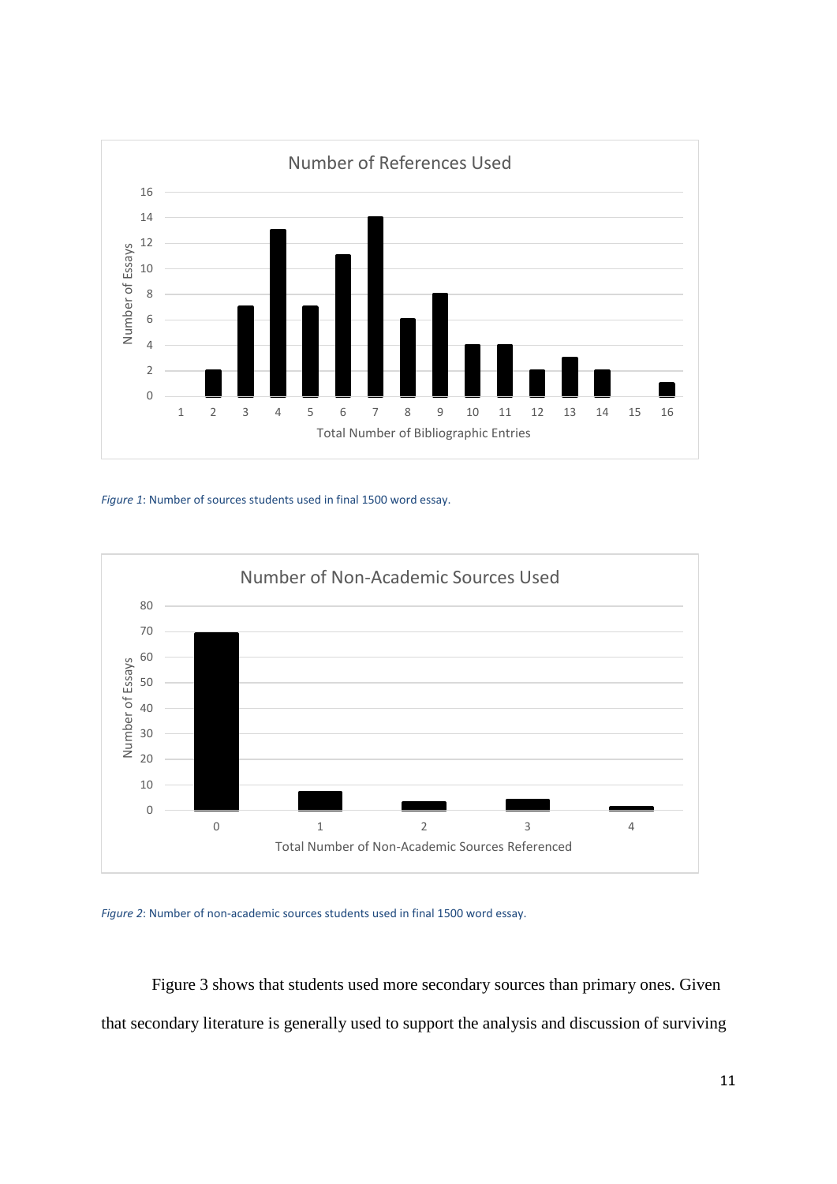*Figure 1*: Number of sources students used in final 1500 word essay.

*Figure 2*: Number of non-academic sources students used in final 1500 word essay.

Figure 3 shows that students used more secondary sources than primary ones. Given that secondary literature is generally used to support the analysis and discussion of surviving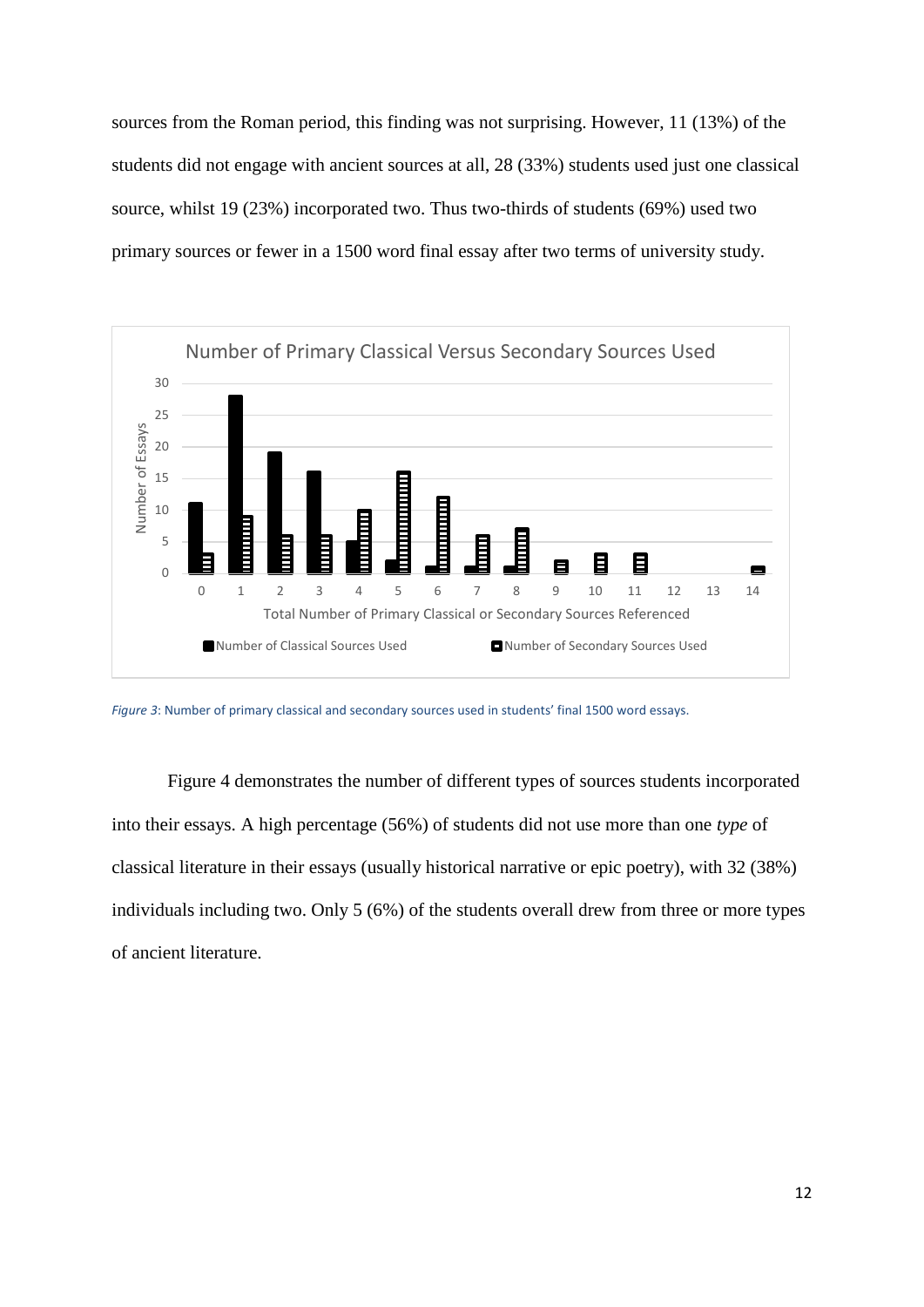sources from the Roman period, this finding was not surprising. However, 11 (13%) of the students did not engage with ancient sources at all, 28 (33%) students used just one classical source, whilst 19 (23%) incorporated two. Thus two-thirds of students (69%) used two primary sources or fewer in a 1500 word final essay after two terms of university study.

*Figure 3*: Number of primary classical and secondary sources used in students' final 1500 word essays.

Figure 4 demonstrates the number of different types of sources students incorporated into their essays. A high percentage (56%) of students did not use more than one *type* of classical literature in their essays (usually historical narrative or epic poetry), with 32 (38%) individuals including two. Only 5 (6%) of the students overall drew from three or more types of ancient literature.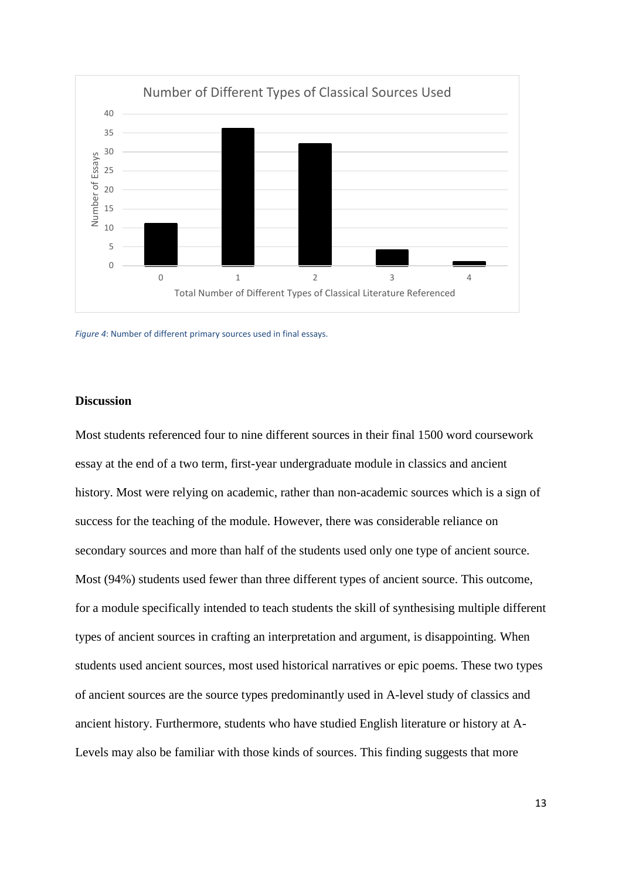Figure 4: Number of different primary sources used in final essays.

### Discussion

Most students referenced four to nine different sources in their final 1500 word coursework essay at the end of a two term, first-year undergraduate module in classics and ancient history. Most were relying on academic, rather than non-academic sources which is a sign of success for the teaching of the module. However, there was considerable reliance on secondary sources and more than half of the students used only one type of ancient source. Most (94%) students used fewer than three different types of ancient source. This outcome, for a module specifically intended to teach students the skill of synthesising multiple different types of ancient sources in crafting an interpretation and argument, is disappointing. When students used ancient sources, most used historical narratives or epic poems. These two types of ancient sources are the source types predominantly used in A-level study of classics and ancient history. Furthermore, students who have studied English literature or history at A-Levels may also be familiar with those kinds of sources. This finding suggests that more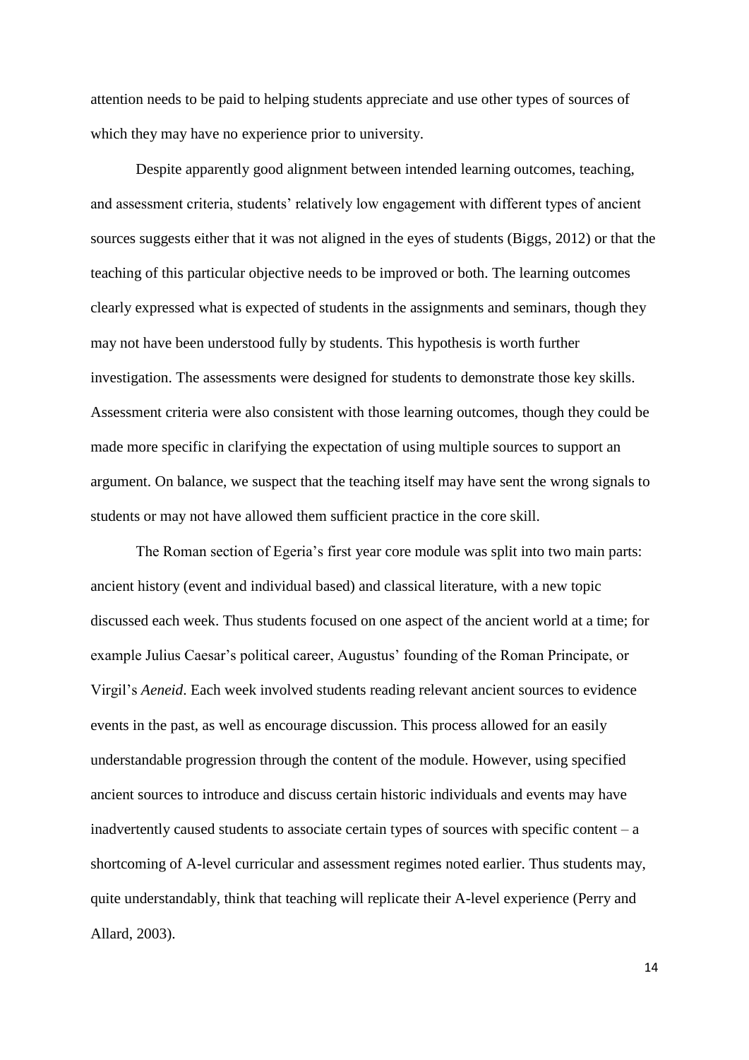attention needs to be paid to helping students appreciate and use other types of sources of which they may have no experience prior to university.

Despite apparently good alignment between intended learning outcomes, teaching, and assessment criteria, students' relatively low engagement with different types of ancient sources suggests either that it was not aligned in the eyes of students (Biggs, 2012) or that the teaching of this particular objective needs to be improved or both. The learning outcomes clearly expressed what is expected of students in the assignments and seminars, though they may not have been understood fully by students. This hypothesis is worth further investigation. The assessments were designed for students to demonstrate those key skills. Assessment criteria were also consistent with those learning outcomes, though they could be made more specific in clarifying the expectation of using multiple sources to support an argument. On balance, we suspect that the teaching itself may have sent the wrong signals to students or may not have allowed them sufficient practice in the core skill.

The Roman section of Egeria's first year core module was split into two main parts: ancient history (event and individual based) and classical literature, with a new topic discussed each week. Thus students focused on one aspect of the ancient world at a time; for example Julius Caesar's political career, Augustus' founding of the Roman Principate, or Virgil's *Aeneid*. Each week involved students reading relevant ancient sources to evidence events in the past, as well as encourage discussion. This process allowed for an easily understandable progression through the content of the module. However, using specified ancient sources to introduce and discuss certain historic individuals and events may have inadvertently caused students to associate certain types of sources with specific content – a shortcoming of A-level curricular and assessment regimes noted earlier. Thus students may, quite understandably, think that teaching will replicate their A-level experience (Perry and Allard, 2003).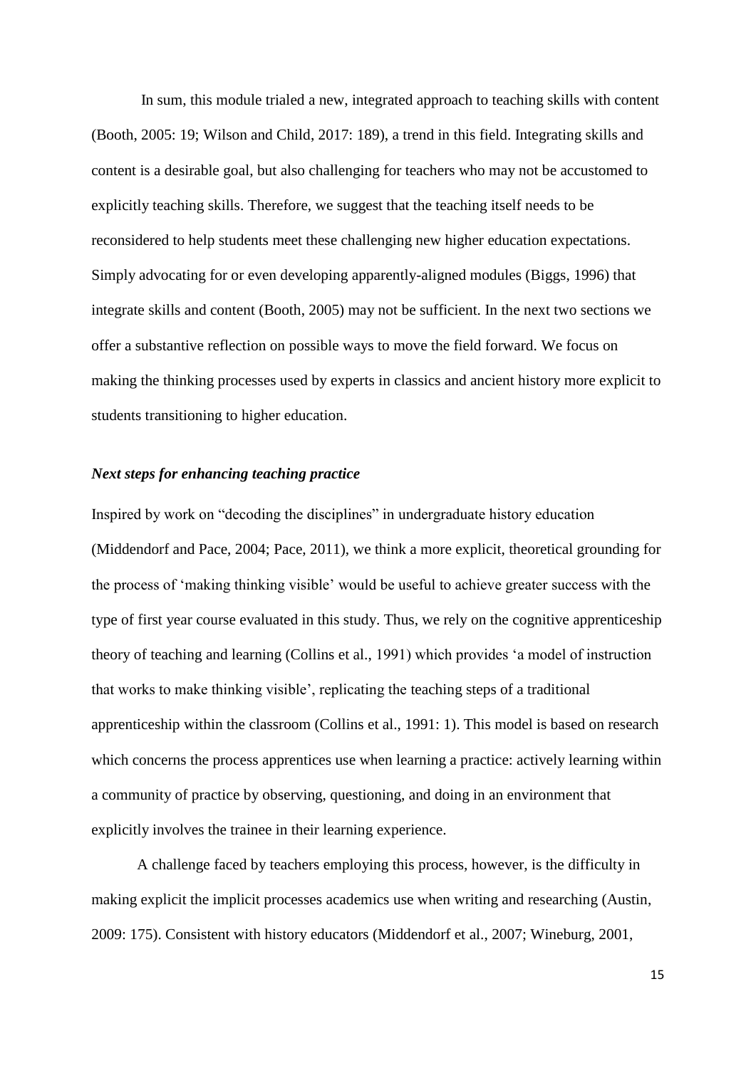In sum, this module trialed a new, integrated approach to teaching skills with content (Booth, 2005: 19; Wilson and Child, 2017: 189), a trend in this field. Integrating skills and content is a desirable goal, but also challenging for teachers who may not be accustomed to explicitly teaching skills. Therefore, we suggest that the teaching itself needs to be reconsidered to help students meet these challenging new higher education expectations. Simply advocating for or even developing apparently-aligned modules (Biggs, 1996) that integrate skills and content (Booth, 2005) may not be sufficient. In the next two sections we offer a substantive reflection on possible ways to move the field forward. We focus on making the thinking processes used by experts in classics and ancient history more explicit to students transitioning to higher education.

### *Next steps for enhancing teaching practice*

Inspired by work on "decoding the disciplines" in undergraduate history education (Middendorf and Pace, 2004; Pace, 2011), we think a more explicit, theoretical grounding for the process of 'making thinking visible' would be useful to achieve greater success with the type of first year course evaluated in this study. Thus, we rely on the cognitive apprenticeship theory of teaching and learning (Collins et al., 1991) which provides 'a model of instruction that works to make thinking visible', replicating the teaching steps of a traditional apprenticeship within the classroom (Collins et al., 1991: 1). This model is based on research which concerns the process apprentices use when learning a practice: actively learning within a community of practice by observing, questioning, and doing in an environment that explicitly involves the trainee in their learning experience.

A challenge faced by teachers employing this process, however, is the difficulty in making explicit the implicit processes academics use when writing and researching (Austin, 2009: 175). Consistent with history educators (Middendorf et al., 2007; Wineburg, 2001,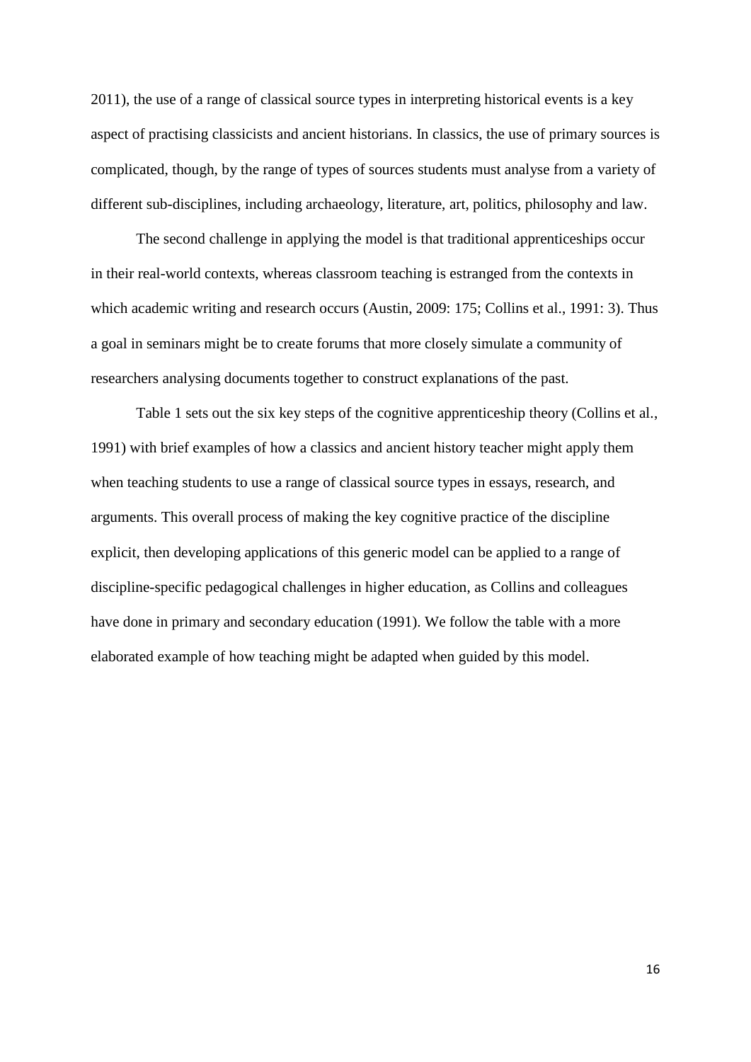2011), the use of a range of classical source types in interpreting historical events is a key aspect of practising classicists and ancient historians. In classics, the use of primary sources is complicated, though, by the range of types of sources students must analyse from a variety of different sub-disciplines, including archaeology, literature, art, politics, philosophy and law.

The second challenge in applying the model is that traditional apprenticeships occur in their real-world contexts, whereas classroom teaching is estranged from the contexts in which academic writing and research occurs (Austin, 2009: 175; Collins et al., 1991: 3). Thus a goal in seminars might be to create forums that more closely simulate a community of researchers analysing documents together to construct explanations of the past.

Table 1 sets out the six key steps of the cognitive apprenticeship theory (Collins et al., 1991) with brief examples of how a classics and ancient history teacher might apply them when teaching students to use a range of classical source types in essays, research, and arguments. This overall process of making the key cognitive practice of the discipline explicit, then developing applications of this generic model can be applied to a range of discipline-specific pedagogical challenges in higher education, as Collins and colleagues have done in primary and secondary education (1991). We follow the table with a more elaborated example of how teaching might be adapted when guided by this model.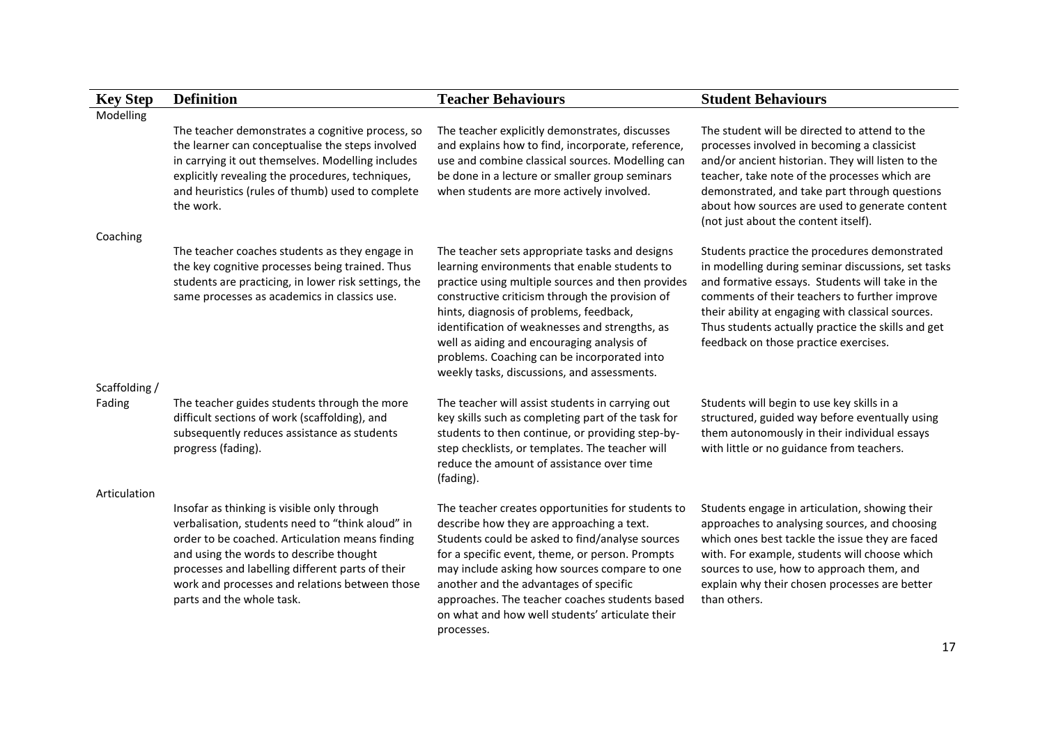| Key Step | Definition | Teacher Behaviours | Student Behaviours |
| --- | --- | --- | --- |
| Modelling | The teacher demonstrates a cognitive process, so the learner can conceptualise the steps involved in carrying it out themselves. Modelling includes explicitly revealing the procedures, techniques, and heuristics (rules of thumb) used to complete the work. | The teacher explicitly demonstrates, discusses and explains how to find, incorporate, reference, use and combine classical sources. Modelling can be done in a lecture or smaller group seminars when students are more actively involved. | The student will be directed to attend to the processes involved in becoming a classicist and/or ancient historian. They will listen to the teacher, take note of the processes which are demonstrated, and take part through questions about how sources are used to generate content (not just about the content itself). |
| Coaching | The teacher coaches students as they engage in the key cognitive processes being trained. Thus students are practicing, in lower risk settings, the same processes as academics in classics use. | The teacher sets appropriate tasks and designs learning environments that enable students to practice using multiple sources and then provides constructive criticism through the provision of hints, diagnosis of problems, feedback, identification of weaknesses and strengths, as well as aiding and encouraging analysis of problems. Coaching can be incorporated into weekly tasks, discussions, and assessments. | Students practice the procedures demonstrated in modelling during seminar discussions, set tasks and formative essays. Students will take in the comments of their teachers to further improve their ability at engaging with classical sources. Thus students actually practice the skills and get feedback on those practice exercises. |
| Scaffolding / Fading | The teacher guides students through the more difficult sections of work (scaffolding), and subsequently reduces assistance as students progress (fading). | The teacher will assist students in carrying out key skills such as completing part of the task for students to then continue, or providing step-by-step checklists, or templates. The teacher will reduce the amount of assistance over time (fading). | Students will begin to use key skills in a structured, guided way before eventually using them autonomously in their individual essays with little or no guidance from teachers. |
| Articulation | Insofar as thinking is visible only through verbalisation, students need to "think aloud" in order to be coached. Articulation means finding and using the words to describe thought processes and labelling different parts of their work and processes and relations between those parts and the whole task. | The teacher creates opportunities for students to describe how they are approaching a text. Students could be asked to find/analyse sources for a specific event, theme, or person. Prompts may include asking how sources compare to one another and the advantages of specific approaches. The teacher coaches students based on what and how well students' articulate their processes. | Students engage in articulation, showing their approaches to analysing sources, and choosing which ones best tackle the issue they are faced with. For example, students will choose which sources to use, how to approach them, and explain why their chosen processes are better than others. |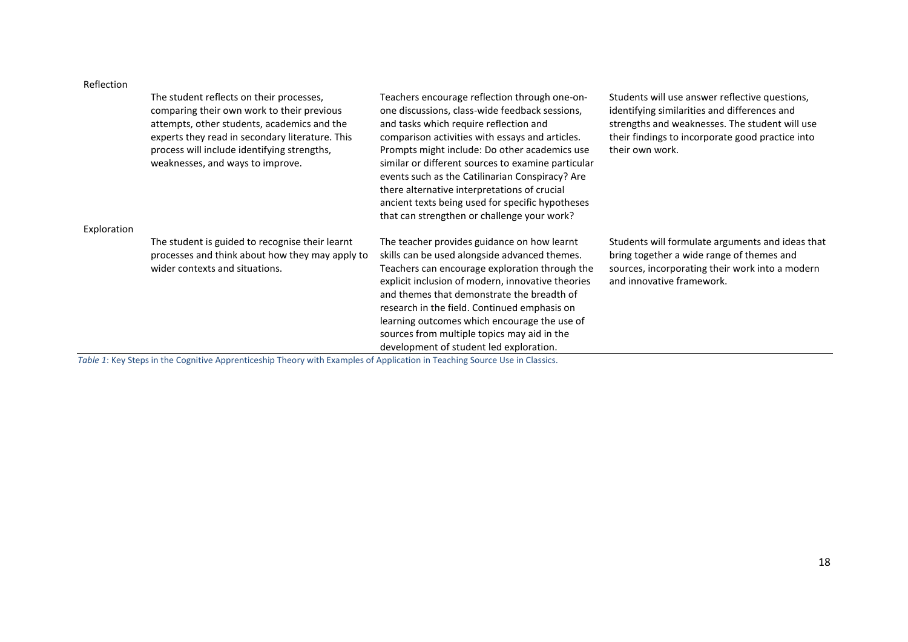| | | | |
|---|---|---|---|
| Reflection | The student reflects on their processes, comparing their own work to their previous attempts, other students, academics and the experts they read in secondary literature. This process will include identifying strengths, weaknesses, and ways to improve. | Teachers encourage reflection through one-on-one discussions, class-wide feedback sessions, and tasks which require reflection and comparison activities with essays and articles. Prompts might include: Do other academics use similar or different sources to examine particular events such as the Catilinarian Conspiracy? Are there alternative interpretations of crucial ancient texts being used for specific hypotheses that can strengthen or challenge your work? | Students will use answer reflective questions, identifying similarities and differences and strengths and weaknesses. The student will use their findings to incorporate good practice into their own work. |
| Exploration | The student is guided to recognise their learnt processes and think about how they may apply to wider contexts and situations. | The teacher provides guidance on how learnt skills can be used alongside advanced themes. Teachers can encourage exploration through the explicit inclusion of modern, innovative theories and themes that demonstrate the breadth of research in the field. Continued emphasis on learning outcomes which encourage the use of sources from multiple topics may aid in the development of student led exploration. | Students will formulate arguments and ideas that bring together a wide range of themes and sources, incorporating their work into a modern and innovative framework. |

*Table 1*: Key Steps in the Cognitive Apprenticeship Theory with Examples of Application in Teaching Source Use in Classics.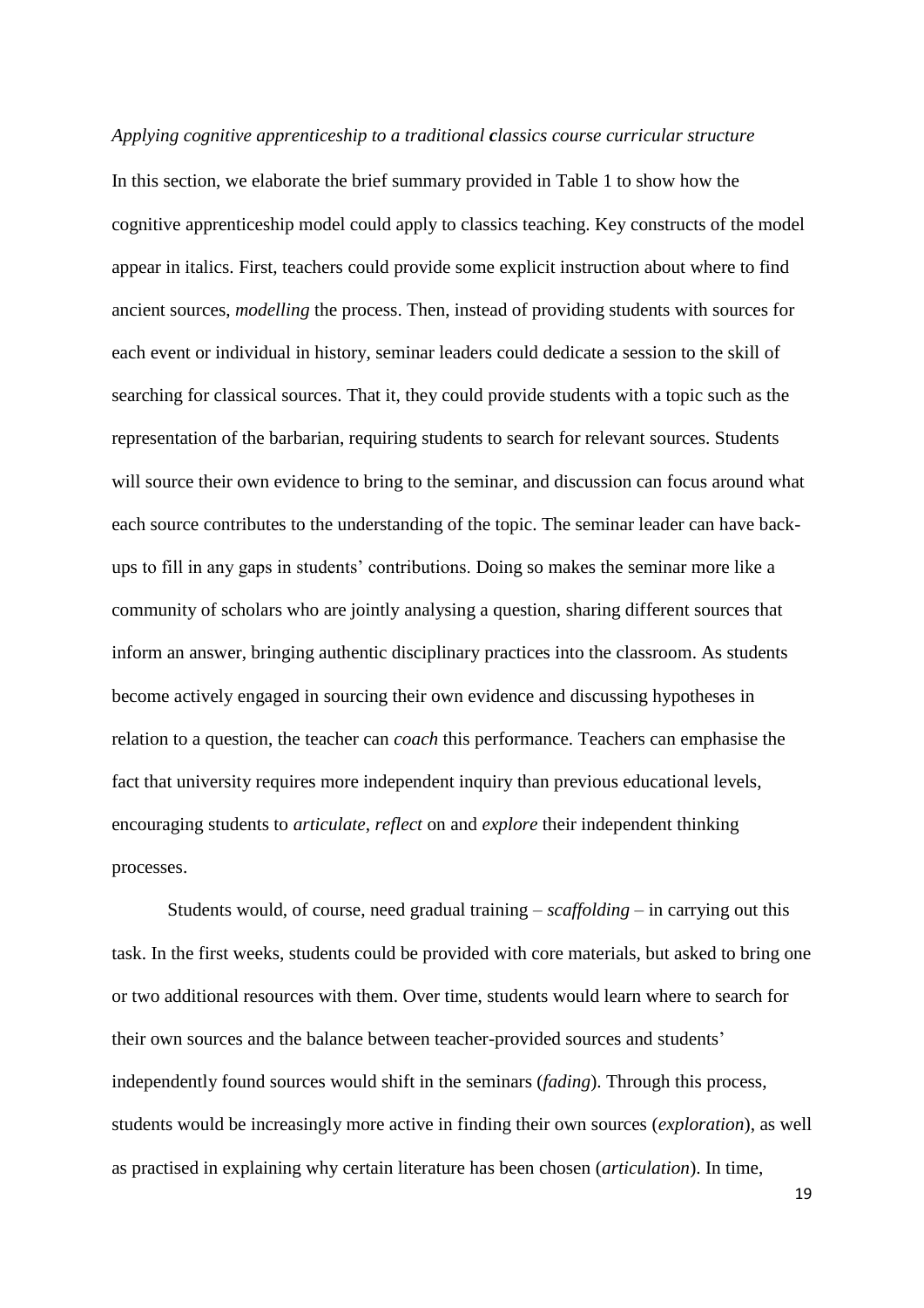*Applying cognitive apprenticeship to a traditional **c**lassics course curricular structure*

In this section, we elaborate the brief summary provided in Table 1 to show how the cognitive apprenticeship model could apply to classics teaching. Key constructs of the model appear in italics. First, teachers could provide some explicit instruction about where to find ancient sources, *modelling* the process. Then, instead of providing students with sources for each event or individual in history, seminar leaders could dedicate a session to the skill of searching for classical sources. That it, they could provide students with a topic such as the representation of the barbarian, requiring students to search for relevant sources. Students will source their own evidence to bring to the seminar, and discussion can focus around what each source contributes to the understanding of the topic. The seminar leader can have back-ups to fill in any gaps in students' contributions. Doing so makes the seminar more like a community of scholars who are jointly analysing a question, sharing different sources that inform an answer, bringing authentic disciplinary practices into the classroom. As students become actively engaged in sourcing their own evidence and discussing hypotheses in relation to a question, the teacher can *coach* this performance. Teachers can emphasise the fact that university requires more independent inquiry than previous educational levels, encouraging students to *articulate*, *reflect* on and *explore* their independent thinking processes.

Students would, of course, need gradual training – *scaffolding* – in carrying out this task. In the first weeks, students could be provided with core materials, but asked to bring one or two additional resources with them. Over time, students would learn where to search for their own sources and the balance between teacher-provided sources and students' independently found sources would shift in the seminars (*fading*). Through this process, students would be increasingly more active in finding their own sources (*exploration*), as well as practised in explaining why certain literature has been chosen (*articulation*). In time,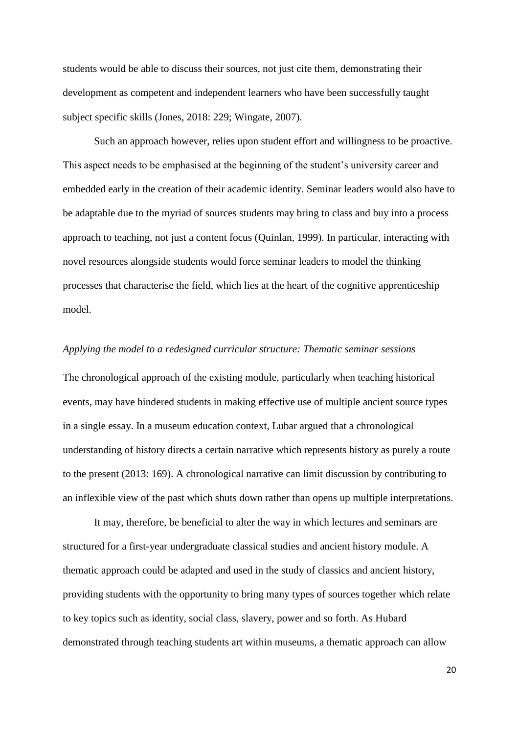students would be able to discuss their sources, not just cite them, demonstrating their development as competent and independent learners who have been successfully taught subject specific skills (Jones, 2018: 229; Wingate, 2007).

Such an approach however, relies upon student effort and willingness to be proactive. This aspect needs to be emphasised at the beginning of the student's university career and embedded early in the creation of their academic identity. Seminar leaders would also have to be adaptable due to the myriad of sources students may bring to class and buy into a process approach to teaching, not just a content focus (Quinlan, 1999). In particular, interacting with novel resources alongside students would force seminar leaders to model the thinking processes that characterise the field, which lies at the heart of the cognitive apprenticeship model.

*Applying the model to a redesigned curricular structure: Thematic seminar sessions*

The chronological approach of the existing module, particularly when teaching historical events, may have hindered students in making effective use of multiple ancient source types in a single essay. In a museum education context, Lubar argued that a chronological understanding of history directs a certain narrative which represents history as purely a route to the present (2013: 169). A chronological narrative can limit discussion by contributing to an inflexible view of the past which shuts down rather than opens up multiple interpretations.

It may, therefore, be beneficial to alter the way in which lectures and seminars are structured for a first-year undergraduate classical studies and ancient history module. A thematic approach could be adapted and used in the study of classics and ancient history, providing students with the opportunity to bring many types of sources together which relate to key topics such as identity, social class, slavery, power and so forth. As Hubard demonstrated through teaching students art within museums, a thematic approach can allow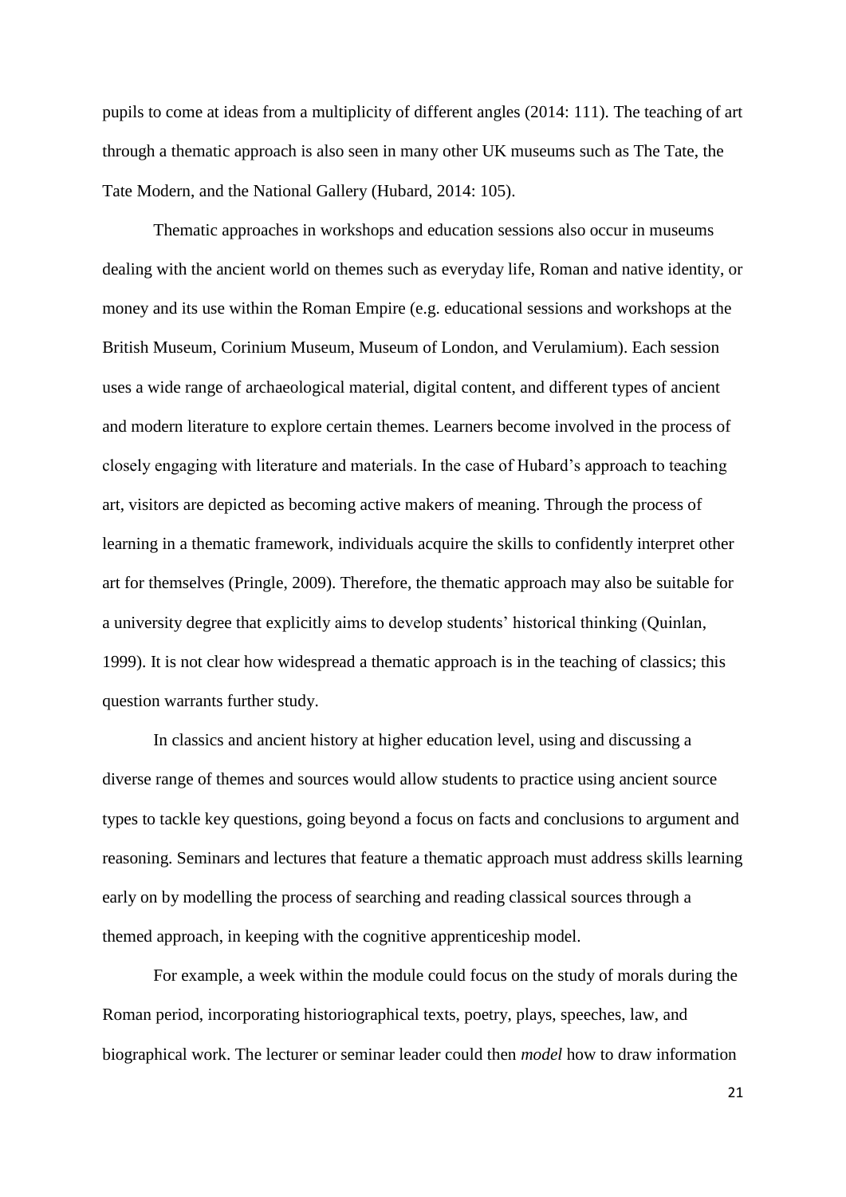pupils to come at ideas from a multiplicity of different angles (2014: 111). The teaching of art through a thematic approach is also seen in many other UK museums such as The Tate, the Tate Modern, and the National Gallery (Hubard, 2014: 105).

Thematic approaches in workshops and education sessions also occur in museums dealing with the ancient world on themes such as everyday life, Roman and native identity, or money and its use within the Roman Empire (e.g. educational sessions and workshops at the British Museum, Corinium Museum, Museum of London, and Verulamium). Each session uses a wide range of archaeological material, digital content, and different types of ancient and modern literature to explore certain themes. Learners become involved in the process of closely engaging with literature and materials. In the case of Hubard's approach to teaching art, visitors are depicted as becoming active makers of meaning. Through the process of learning in a thematic framework, individuals acquire the skills to confidently interpret other art for themselves (Pringle, 2009). Therefore, the thematic approach may also be suitable for a university degree that explicitly aims to develop students' historical thinking (Quinlan, 1999). It is not clear how widespread a thematic approach is in the teaching of classics; this question warrants further study.

In classics and ancient history at higher education level, using and discussing a diverse range of themes and sources would allow students to practice using ancient source types to tackle key questions, going beyond a focus on facts and conclusions to argument and reasoning. Seminars and lectures that feature a thematic approach must address skills learning early on by modelling the process of searching and reading classical sources through a themed approach, in keeping with the cognitive apprenticeship model.

For example, a week within the module could focus on the study of morals during the Roman period, incorporating historiographical texts, poetry, plays, speeches, law, and biographical work. The lecturer or seminar leader could then *model* how to draw information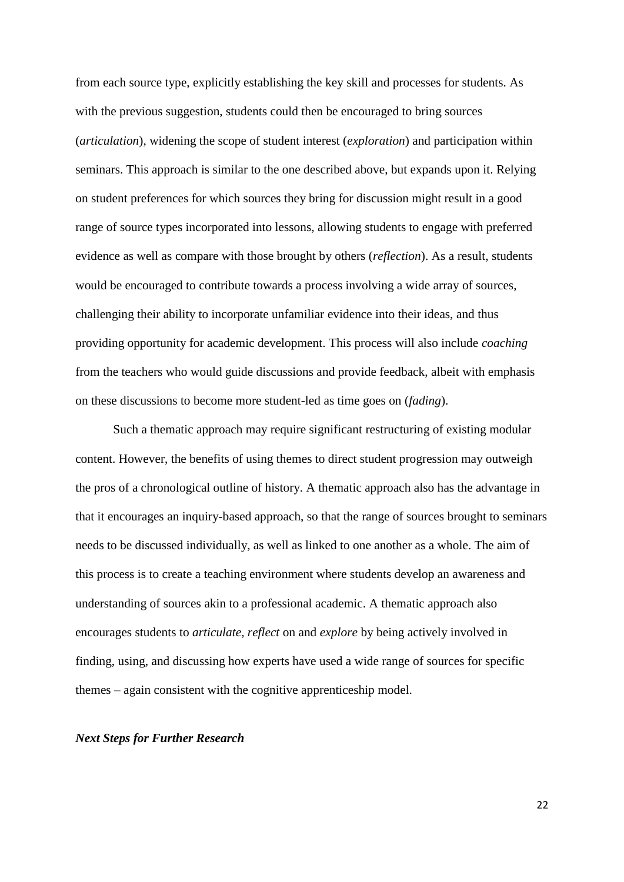from each source type, explicitly establishing the key skill and processes for students. As with the previous suggestion, students could then be encouraged to bring sources (*articulation*), widening the scope of student interest (*exploration*) and participation within seminars. This approach is similar to the one described above, but expands upon it. Relying on student preferences for which sources they bring for discussion might result in a good range of source types incorporated into lessons, allowing students to engage with preferred evidence as well as compare with those brought by others (*reflection*). As a result, students would be encouraged to contribute towards a process involving a wide array of sources, challenging their ability to incorporate unfamiliar evidence into their ideas, and thus providing opportunity for academic development. This process will also include *coaching* from the teachers who would guide discussions and provide feedback, albeit with emphasis on these discussions to become more student-led as time goes on (*fading*).

Such a thematic approach may require significant restructuring of existing modular content. However, the benefits of using themes to direct student progression may outweigh the pros of a chronological outline of history. A thematic approach also has the advantage in that it encourages an inquiry-based approach, so that the range of sources brought to seminars needs to be discussed individually, as well as linked to one another as a whole. The aim of this process is to create a teaching environment where students develop an awareness and understanding of sources akin to a professional academic. A thematic approach also encourages students to *articulate, reflect* on and *explore* by being actively involved in finding, using, and discussing how experts have used a wide range of sources for specific themes – again consistent with the cognitive apprenticeship model.

### ***Next Steps for Further Research***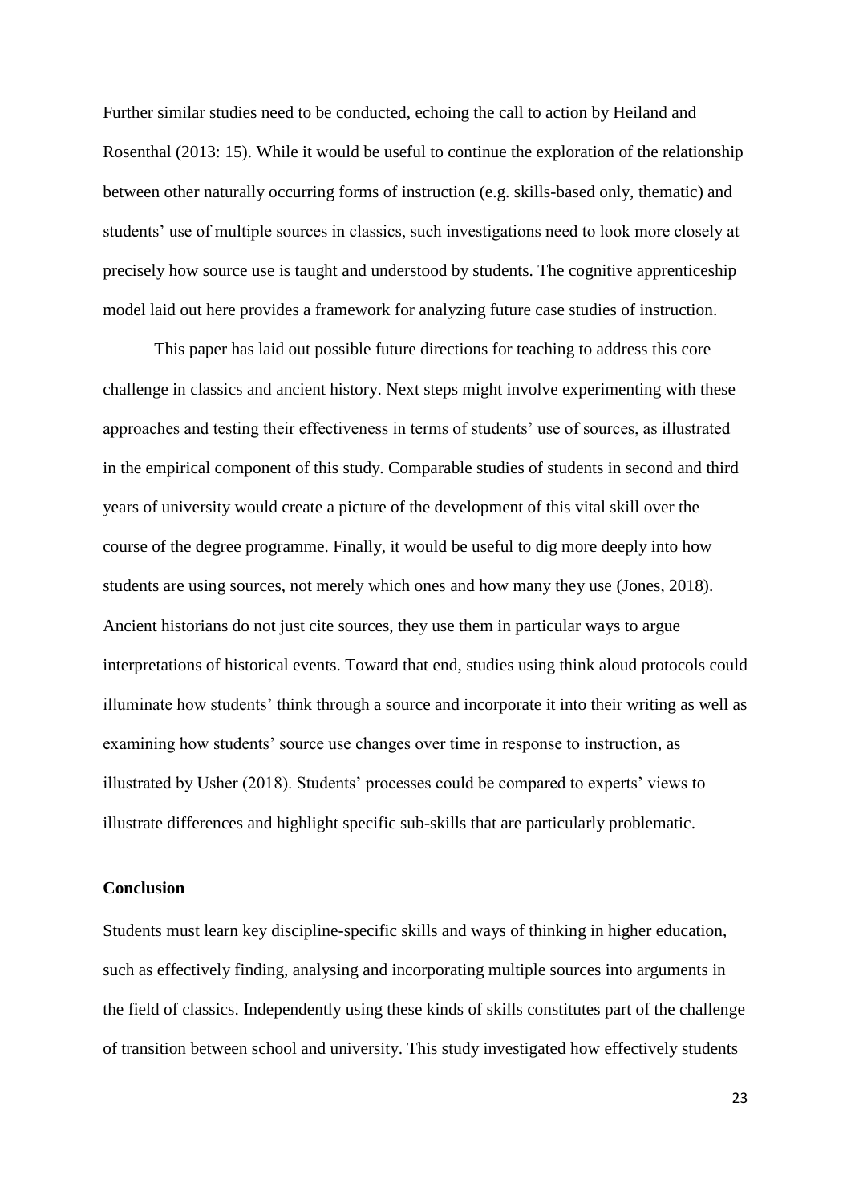Further similar studies need to be conducted, echoing the call to action by Heiland and Rosenthal (2013: 15). While it would be useful to continue the exploration of the relationship between other naturally occurring forms of instruction (e.g. skills-based only, thematic) and students' use of multiple sources in classics, such investigations need to look more closely at precisely how source use is taught and understood by students. The cognitive apprenticeship model laid out here provides a framework for analyzing future case studies of instruction.

This paper has laid out possible future directions for teaching to address this core challenge in classics and ancient history. Next steps might involve experimenting with these approaches and testing their effectiveness in terms of students' use of sources, as illustrated in the empirical component of this study. Comparable studies of students in second and third years of university would create a picture of the development of this vital skill over the course of the degree programme. Finally, it would be useful to dig more deeply into how students are using sources, not merely which ones and how many they use (Jones, 2018). Ancient historians do not just cite sources, they use them in particular ways to argue interpretations of historical events. Toward that end, studies using think aloud protocols could illuminate how students' think through a source and incorporate it into their writing as well as examining how students' source use changes over time in response to instruction, as illustrated by Usher (2018). Students' processes could be compared to experts' views to illustrate differences and highlight specific sub-skills that are particularly problematic.

## Conclusion

Students must learn key discipline-specific skills and ways of thinking in higher education, such as effectively finding, analysing and incorporating multiple sources into arguments in the field of classics. Independently using these kinds of skills constitutes part of the challenge of transition between school and university. This study investigated how effectively students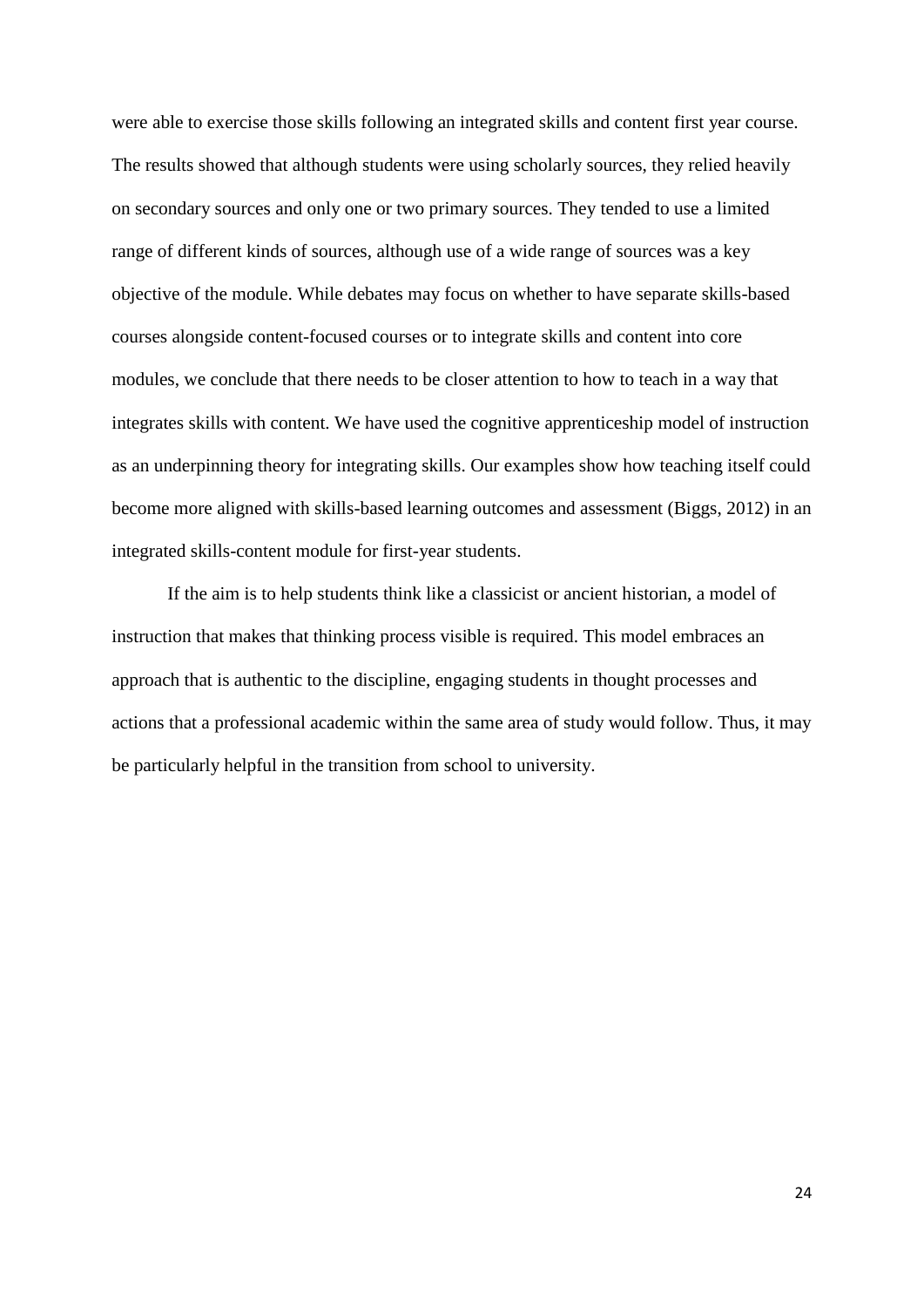were able to exercise those skills following an integrated skills and content first year course. The results showed that although students were using scholarly sources, they relied heavily on secondary sources and only one or two primary sources. They tended to use a limited range of different kinds of sources, although use of a wide range of sources was a key objective of the module. While debates may focus on whether to have separate skills-based courses alongside content-focused courses or to integrate skills and content into core modules, we conclude that there needs to be closer attention to how to teach in a way that integrates skills with content. We have used the cognitive apprenticeship model of instruction as an underpinning theory for integrating skills. Our examples show how teaching itself could become more aligned with skills-based learning outcomes and assessment (Biggs, 2012) in an integrated skills-content module for first-year students.

If the aim is to help students think like a classicist or ancient historian, a model of instruction that makes that thinking process visible is required. This model embraces an approach that is authentic to the discipline, engaging students in thought processes and actions that a professional academic within the same area of study would follow. Thus, it may be particularly helpful in the transition from school to university.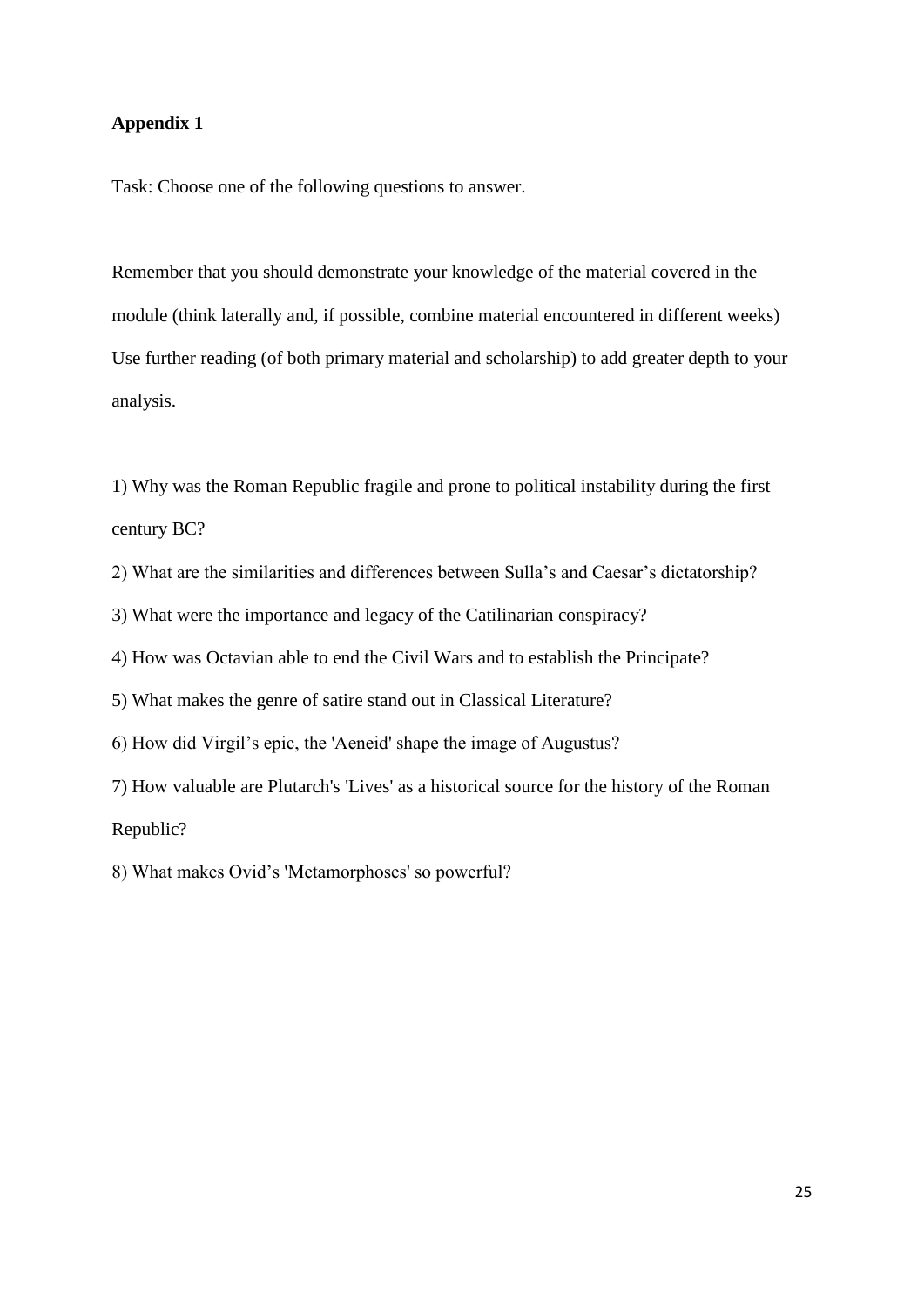**Appendix 1**

Task: Choose one of the following questions to answer.

Remember that you should demonstrate your knowledge of the material covered in the module (think laterally and, if possible, combine material encountered in different weeks) Use further reading (of both primary material and scholarship) to add greater depth to your analysis.

1) Why was the Roman Republic fragile and prone to political instability during the first century BC?

2) What are the similarities and differences between Sulla's and Caesar's dictatorship?

3) What were the importance and legacy of the Catilinarian conspiracy?

4) How was Octavian able to end the Civil Wars and to establish the Principate?

5) What makes the genre of satire stand out in Classical Literature?

6) How did Virgil's epic, the 'Aeneid' shape the image of Augustus?

7) How valuable are Plutarch's 'Lives' as a historical source for the history of the Roman Republic?

8) What makes Ovid's 'Metamorphoses' so powerful?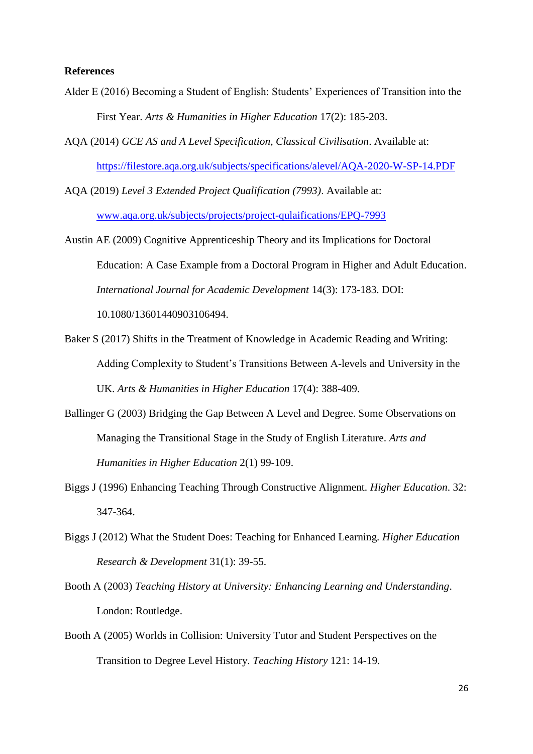**References**

Alder E (2016) Becoming a Student of English: Students' Experiences of Transition into the First Year. *Arts & Humanities in Higher Education* 17(2): 185-203.

AQA (2014) *GCE AS and A Level Specification, Classical Civilisation*. Available at: https://filestore.aqa.org.uk/subjects/specifications/alevel/AQA-2020-W-SP-14.PDF

AQA (2019) *Level 3 Extended Project Qualification (7993)*. Available at: www.aqa.org.uk/subjects/projects/project-qulaifications/EPQ-7993

Austin AE (2009) Cognitive Apprenticeship Theory and its Implications for Doctoral Education: A Case Example from a Doctoral Program in Higher and Adult Education. *International Journal for Academic Development* 14(3): 173-183. DOI: 10.1080/13601440903106494.

Baker S (2017) Shifts in the Treatment of Knowledge in Academic Reading and Writing: Adding Complexity to Student's Transitions Between A-levels and University in the UK. *Arts & Humanities in Higher Education* 17(4): 388-409.

Ballinger G (2003) Bridging the Gap Between A Level and Degree. Some Observations on Managing the Transitional Stage in the Study of English Literature. *Arts and Humanities in Higher Education* 2(1) 99-109.

Biggs J (1996) Enhancing Teaching Through Constructive Alignment. *Higher Education*. 32: 347-364.

Biggs J (2012) What the Student Does: Teaching for Enhanced Learning. *Higher Education Research & Development* 31(1): 39-55.

Booth A (2003) *Teaching History at University: Enhancing Learning and Understanding*. London: Routledge.

Booth A (2005) Worlds in Collision: University Tutor and Student Perspectives on the Transition to Degree Level History. *Teaching History* 121: 14-19.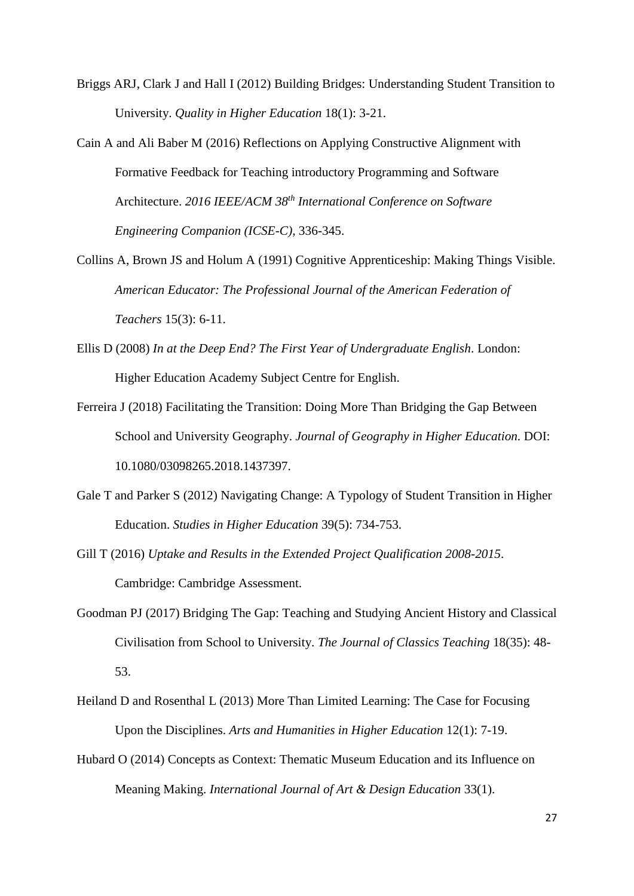Briggs ARJ, Clark J and Hall I (2012) Building Bridges: Understanding Student Transition to University. *Quality in Higher Education* 18(1): 3-21.

Cain A and Ali Baber M (2016) Reflections on Applying Constructive Alignment with Formative Feedback for Teaching introductory Programming and Software Architecture. *2016 IEEE/ACM 38th International Conference on Software Engineering Companion (ICSE-C)*, 336-345.

Collins A, Brown JS and Holum A (1991) Cognitive Apprenticeship: Making Things Visible. *American Educator: The Professional Journal of the American Federation of Teachers* 15(3): 6-11.

Ellis D (2008) *In at the Deep End? The First Year of Undergraduate English*. London: Higher Education Academy Subject Centre for English.

Ferreira J (2018) Facilitating the Transition: Doing More Than Bridging the Gap Between School and University Geography. *Journal of Geography in Higher Education.* DOI: 10.1080/03098265.2018.1437397.

Gale T and Parker S (2012) Navigating Change: A Typology of Student Transition in Higher Education. *Studies in Higher Education* 39(5): 734-753.

Gill T (2016) *Uptake and Results in the Extended Project Qualification 2008-2015*. Cambridge: Cambridge Assessment.

Goodman PJ (2017) Bridging The Gap: Teaching and Studying Ancient History and Classical Civilisation from School to University. *The Journal of Classics Teaching* 18(35): 48-53.

Heiland D and Rosenthal L (2013) More Than Limited Learning: The Case for Focusing Upon the Disciplines. *Arts and Humanities in Higher Education* 12(1): 7-19.

Hubard O (2014) Concepts as Context: Thematic Museum Education and its Influence on Meaning Making. *International Journal of Art & Design Education* 33(1).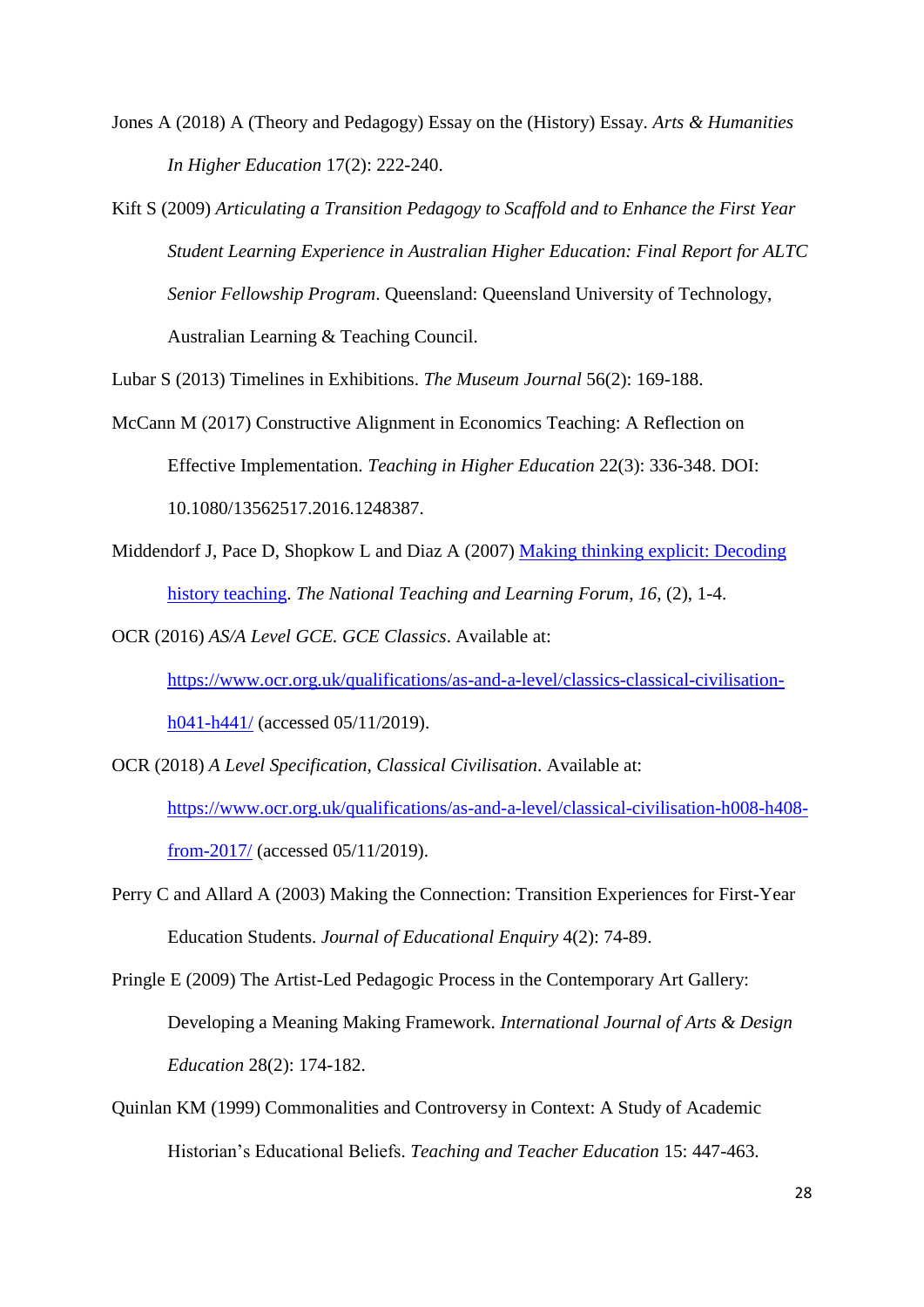Jones A (2018) A (Theory and Pedagogy) Essay on the (History) Essay. *Arts & Humanities In Higher Education* 17(2): 222-240.

Kift S (2009) *Articulating a Transition Pedagogy to Scaffold and to Enhance the First Year Student Learning Experience in Australian Higher Education: Final Report for ALTC Senior Fellowship Program*. Queensland: Queensland University of Technology, Australian Learning & Teaching Council.

Lubar S (2013) Timelines in Exhibitions. *The Museum Journal* 56(2): 169-188.

McCann M (2017) Constructive Alignment in Economics Teaching: A Reflection on Effective Implementation. *Teaching in Higher Education* 22(3): 336-348. DOI: 10.1080/13562517.2016.1248387.

Middendorf J, Pace D, Shopkow L and Diaz A (2007) Making thinking explicit: Decoding history teaching. *The National Teaching and Learning Forum*, *16*, (2), 1-4.

OCR (2016) *AS/A Level GCE. GCE Classics*. Available at: https://www.ocr.org.uk/qualifications/as-and-a-level/classics-classical-civilisation-h041-h441/ (accessed 05/11/2019).

OCR (2018) *A Level Specification, Classical Civilisation*. Available at: https://www.ocr.org.uk/qualifications/as-and-a-level/classical-civilisation-h008-h408-from-2017/ (accessed 05/11/2019).

Perry C and Allard A (2003) Making the Connection: Transition Experiences for First-Year Education Students. *Journal of Educational Enquiry* 4(2): 74-89.

Pringle E (2009) The Artist-Led Pedagogic Process in the Contemporary Art Gallery: Developing a Meaning Making Framework. *International Journal of Arts & Design Education* 28(2): 174-182.

Quinlan KM (1999) Commonalities and Controversy in Context: A Study of Academic Historian's Educational Beliefs. *Teaching and Teacher Education* 15: 447-463.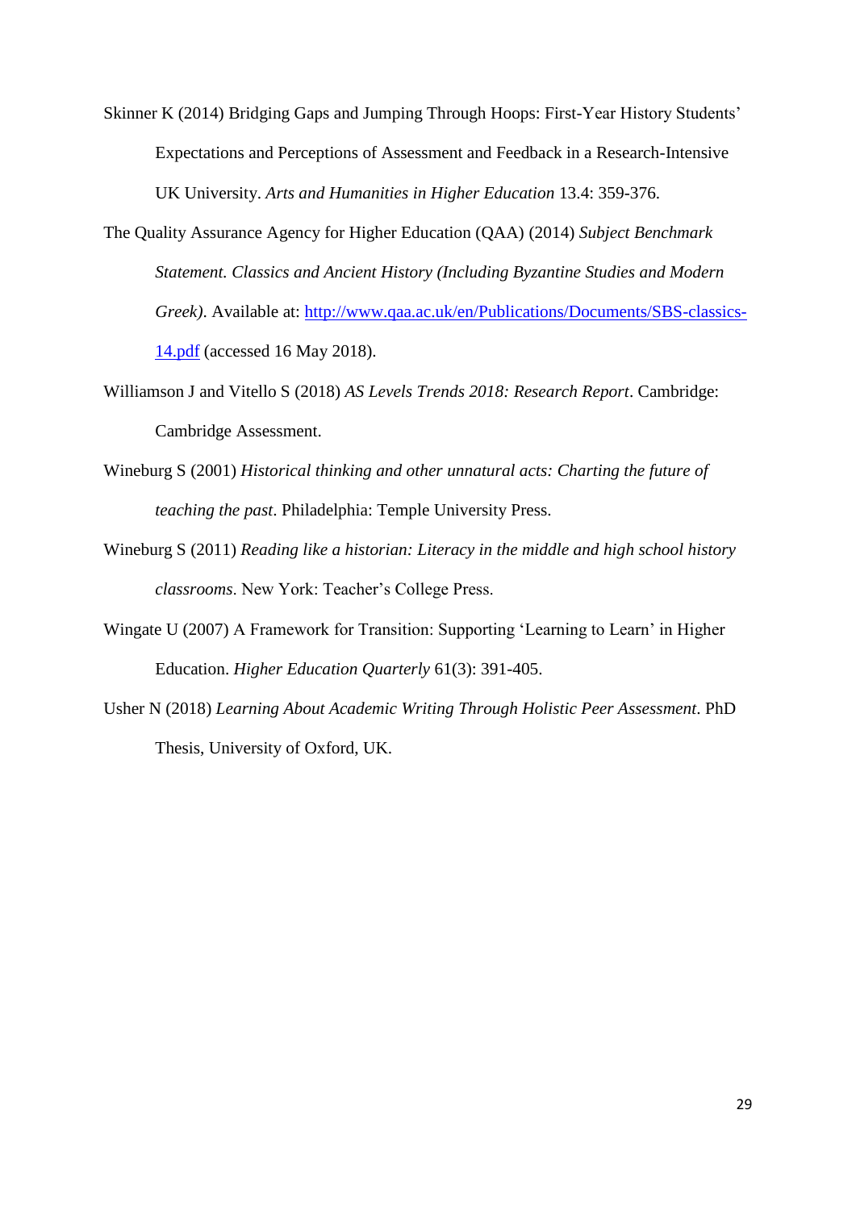Skinner K (2014) Bridging Gaps and Jumping Through Hoops: First-Year History Students' Expectations and Perceptions of Assessment and Feedback in a Research-Intensive UK University. *Arts and Humanities in Higher Education* 13.4: 359-376.

The Quality Assurance Agency for Higher Education (QAA) (2014) *Subject Benchmark Statement. Classics and Ancient History (Including Byzantine Studies and Modern Greek)*. Available at: [http://www.qaa.ac.uk/en/Publications/Documents/SBS-classics-14.pdf](http://www.qaa.ac.uk/en/Publications/Documents/SBS-classics-14.pdf) (accessed 16 May 2018).

Williamson J and Vitello S (2018) *AS Levels Trends 2018: Research Report*. Cambridge: Cambridge Assessment.

Wineburg S (2001) *Historical thinking and other unnatural acts: Charting the future of teaching the past*. Philadelphia: Temple University Press.

Wineburg S (2011) *Reading like a historian: Literacy in the middle and high school history classrooms*. New York: Teacher's College Press.

Wingate U (2007) A Framework for Transition: Supporting 'Learning to Learn' in Higher Education. *Higher Education Quarterly* 61(3): 391-405.

Usher N (2018) *Learning About Academic Writing Through Holistic Peer Assessment*. PhD Thesis, University of Oxford, UK.